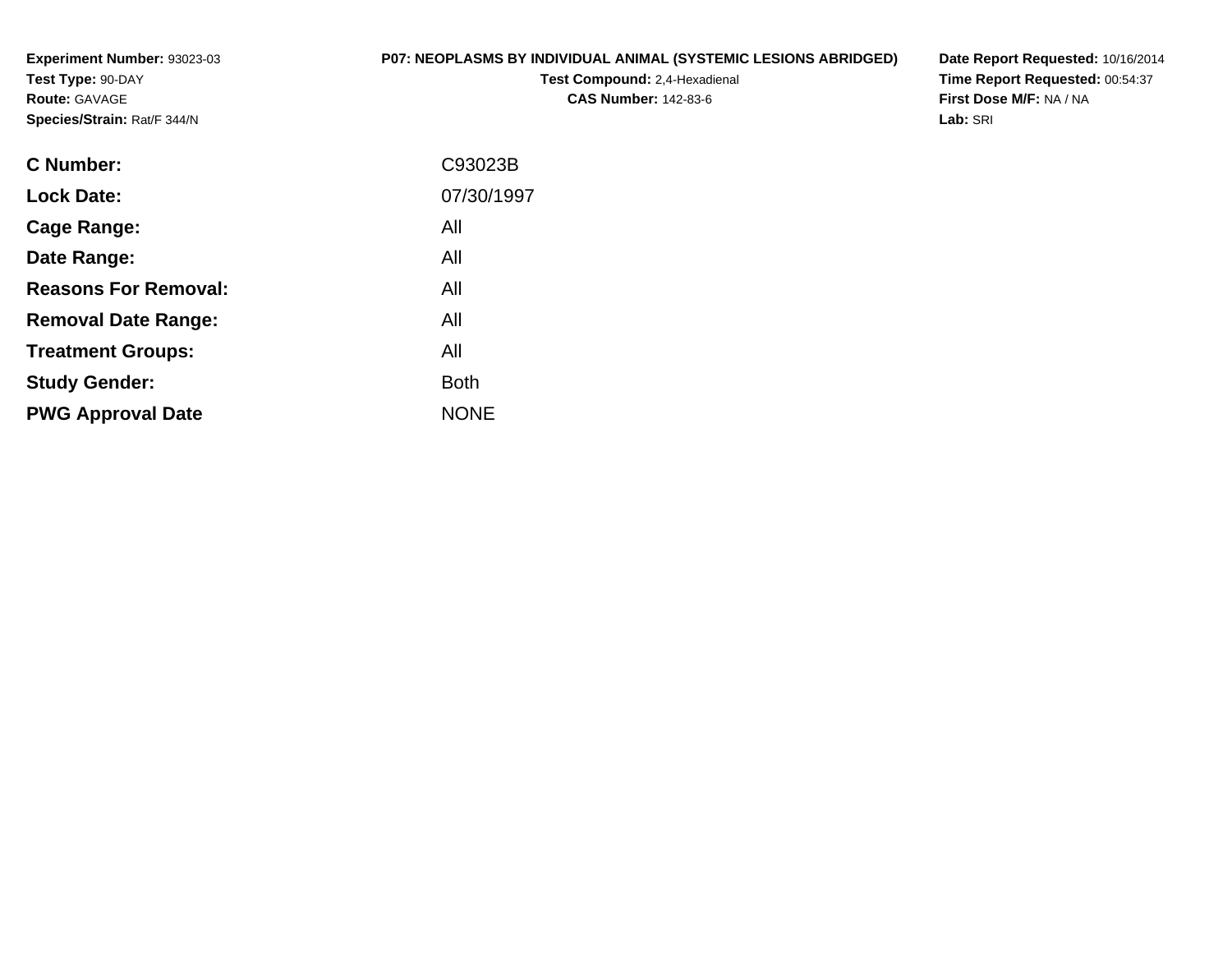**Experiment Number:** 93023-03
**Test Type:** 90-DAY
**Route:** GAVAGE
**Species/Strain:** Rat/F 344/N

**P07: NEOPLASMS BY INDIVIDUAL ANIMAL (SYSTEMIC LESIONS ABRIDGED)**
**Test Compound:** 2,4-Hexadienal
**CAS Number:** 142-83-6

**Date Report Requested:** 10/16/2014
**Time Report Requested:** 00:54:37
**First Dose M/F:** NA / NA
**Lab:** SRI

| | |
|---|---|
| **C Number:** | C93023B |
| **Lock Date:** | 07/30/1997 |
| **Cage Range:** | All |
| **Date Range:** | All |
| **Reasons For Removal:** | All |
| **Removal Date Range:** | All |
| **Treatment Groups:** | All |
| **Study Gender:** | Both |
| **PWG Approval Date** | NONE |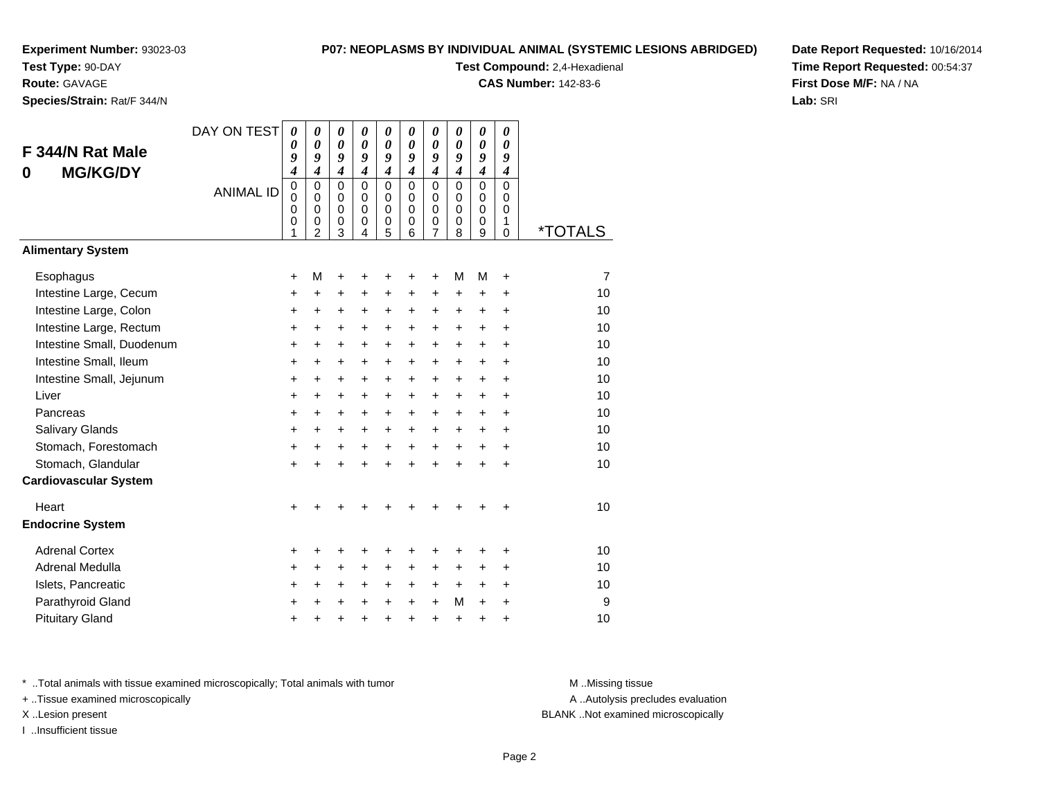**Experiment Number:** 93023-03
**Test Type:** 90-DAY
**Route:** GAVAGE
**Species/Strain:** Rat/F 344/N

**P07: NEOPLASMS BY INDIVIDUAL ANIMAL (SYSTEMIC LESIONS ABRIDGED)**
**Test Compound:** 2,4-Hexadienal
**CAS Number:** 142-83-6

**Date Report Requested:** 10/16/2014
**Time Report Requested:** 00:54:37
**First Dose M/F:** NA / NA
**Lab:** SRI

## F 344/N Rat Male
## 0 MG/KG/DY

| DAY ON TEST | 0094 | 0094 | 0094 | 0094 | 0094 | 0094 | 0094 | 0094 | 0094 | 0094 | |
|---|---|---|---|---|---|---|---|---|---|---|---|
| ANIMAL ID | 00001 | 00002 | 00003 | 00004 | 00005 | 00006 | 00007 | 00008 | 00009 | 00010 | *TOTALS |
| **Alimentary System** | | | | | | | | | | | |
| Esophagus | + | M | + | + | + | + | + | M | M | + | 7 |
| Intestine Large, Cecum | + | + | + | + | + | + | + | + | + | + | 10 |
| Intestine Large, Colon | + | + | + | + | + | + | + | + | + | + | 10 |
| Intestine Large, Rectum | + | + | + | + | + | + | + | + | + | + | 10 |
| Intestine Small, Duodenum | + | + | + | + | + | + | + | + | + | + | 10 |
| Intestine Small, Ileum | + | + | + | + | + | + | + | + | + | + | 10 |
| Intestine Small, Jejunum | + | + | + | + | + | + | + | + | + | + | 10 |
| Liver | + | + | + | + | + | + | + | + | + | + | 10 |
| Pancreas | + | + | + | + | + | + | + | + | + | + | 10 |
| Salivary Glands | + | + | + | + | + | + | + | + | + | + | 10 |
| Stomach, Forestomach | + | + | + | + | + | + | + | + | + | + | 10 |
| Stomach, Glandular | + | + | + | + | + | + | + | + | + | + | 10 |
| **Cardiovascular System** | | | | | | | | | | | |
| Heart | + | + | + | + | + | + | + | + | + | + | 10 |
| **Endocrine System** | | | | | | | | | | | |
| Adrenal Cortex | + | + | + | + | + | + | + | + | + | + | 10 |
| Adrenal Medulla | + | + | + | + | + | + | + | + | + | + | 10 |
| Islets, Pancreatic | + | + | + | + | + | + | + | + | + | + | 10 |
| Parathyroid Gland | + | + | + | + | + | + | + | M | + | + | 9 |
| Pituitary Gland | + | + | + | + | + | + | + | + | + | + | 10 |

* ..Total animals with tissue examined microscopically; Total animals with tumor
+ ..Tissue examined microscopically
X ..Lesion present
I ..Insufficient tissue

M ..Missing tissue
A ..Autolysis precludes evaluation
BLANK ..Not examined microscopically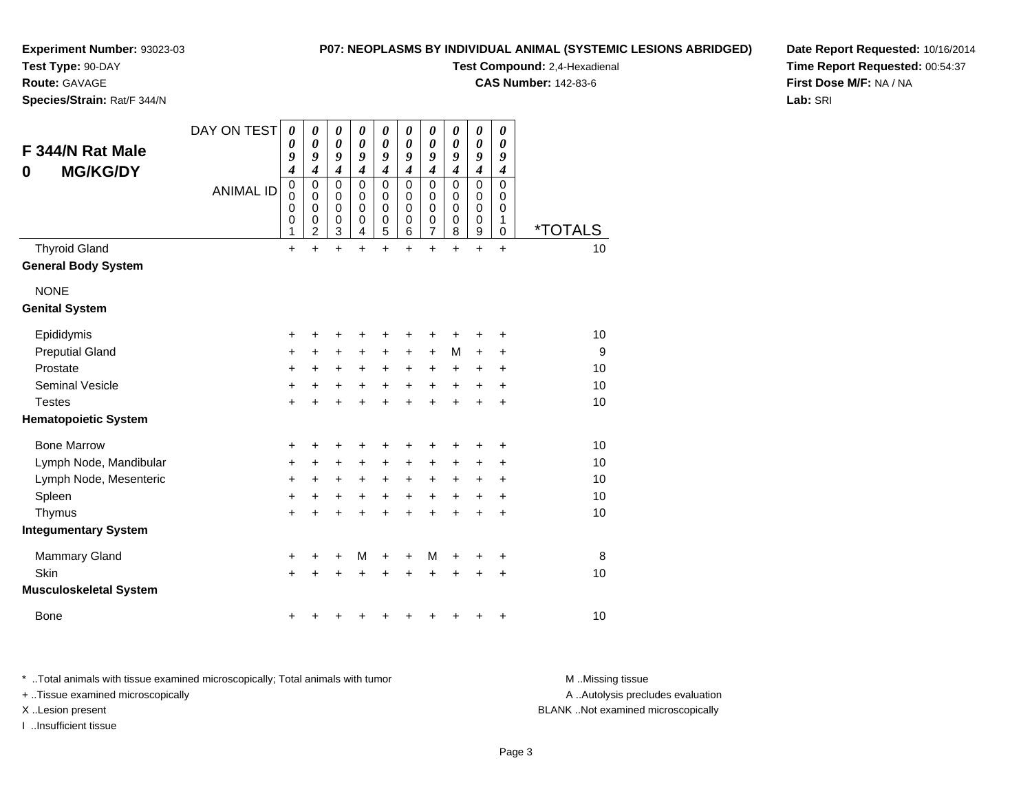**Experiment Number:** 93023-03
**Test Type:** 90-DAY
**Route:** GAVAGE
**Species/Strain:** Rat/F 344/N

**P07: NEOPLASMS BY INDIVIDUAL ANIMAL (SYSTEMIC LESIONS ABRIDGED)**
**Test Compound:** 2,4-Hexadienal
**CAS Number:** 142-83-6

**Date Report Requested:** 10/16/2014
**Time Report Requested:** 00:54:37
**First Dose M/F:** NA / NA
**Lab:** SRI

## F 344/N Rat Male
## 0 MG/KG/DY

| DAY ON TEST | 0094 | 0094 | 0094 | 0094 | 0094 | 0094 | 0094 | 0094 | 0094 | 0094 | |
|---|---|---|---|---|---|---|---|---|---|---|---|
| ANIMAL ID | 00001 | 00002 | 00003 | 00004 | 00005 | 00006 | 00007 | 00008 | 00009 | 00010 | *TOTALS |
| Thyroid Gland | + | + | + | + | + | + | + | + | + | + | 10 |
| **General Body System** | | | | | | | | | | | |
| NONE | | | | | | | | | | | |
| **Genital System** | | | | | | | | | | | |
| Epididymis | + | + | + | + | + | + | + | + | + | + | 10 |
| Preputial Gland | + | + | + | + | + | + | + | M | + | + | 9 |
| Prostate | + | + | + | + | + | + | + | + | + | + | 10 |
| Seminal Vesicle | + | + | + | + | + | + | + | + | + | + | 10 |
| Testes | + | + | + | + | + | + | + | + | + | + | 10 |
| **Hematopoietic System** | | | | | | | | | | | |
| Bone Marrow | + | + | + | + | + | + | + | + | + | + | 10 |
| Lymph Node, Mandibular | + | + | + | + | + | + | + | + | + | + | 10 |
| Lymph Node, Mesenteric | + | + | + | + | + | + | + | + | + | + | 10 |
| Spleen | + | + | + | + | + | + | + | + | + | + | 10 |
| Thymus | + | + | + | + | + | + | + | + | + | + | 10 |
| **Integumentary System** | | | | | | | | | | | |
| Mammary Gland | + | + | + | M | + | + | M | + | + | + | 8 |
| Skin | + | + | + | + | + | + | + | + | + | + | 10 |
| **Musculoskeletal System** | | | | | | | | | | | |
| Bone | + | + | + | + | + | + | + | + | + | + | 10 |

* ..Total animals with tissue examined microscopically; Total animals with tumor
+ ..Tissue examined microscopically
X ..Lesion present
I ..Insufficient tissue

M ..Missing tissue
A ..Autolysis precludes evaluation
BLANK ..Not examined microscopically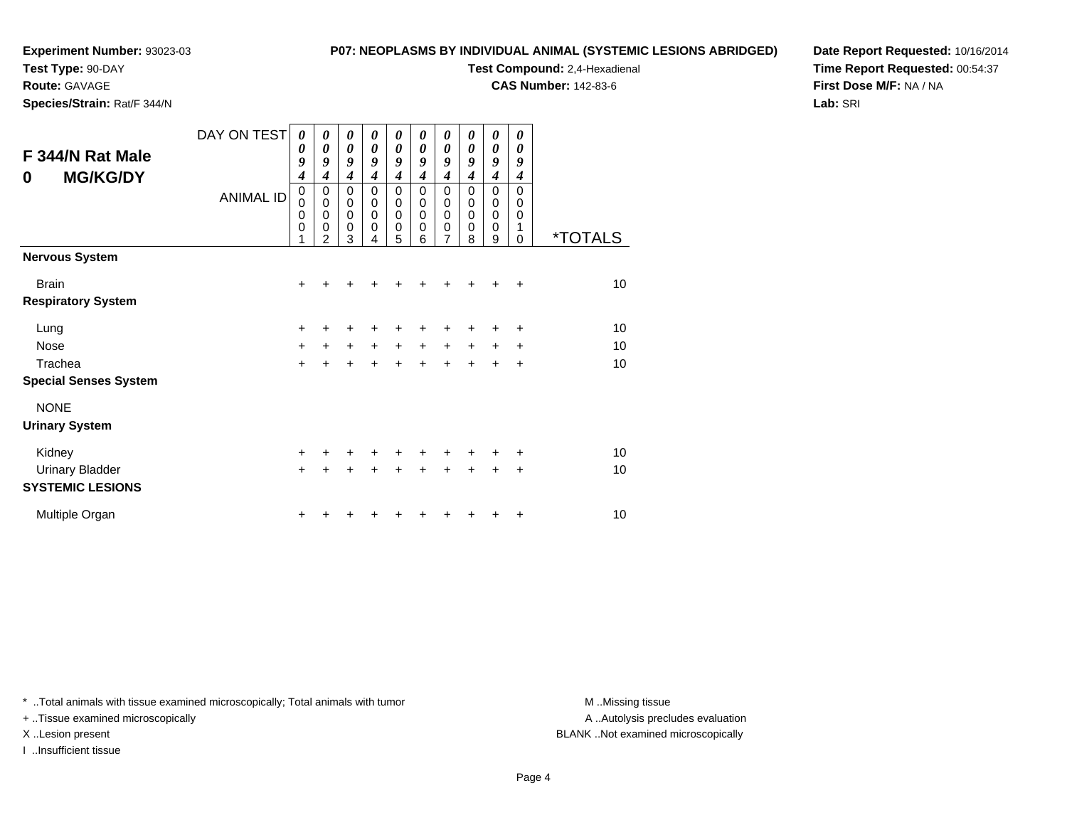**Experiment Number:** 93023-03
**Test Type:** 90-DAY
**Route:** GAVAGE
**Species/Strain:** Rat/F 344/N

**P07: NEOPLASMS BY INDIVIDUAL ANIMAL (SYSTEMIC LESIONS ABRIDGED)**
**Test Compound:** 2,4-Hexadienal
**CAS Number:** 142-83-6

**Date Report Requested:** 10/16/2014
**Time Report Requested:** 00:54:37
**First Dose M/F:** NA / NA
**Lab:** SRI

## F 344/N Rat Male
## 0 MG/KG/DY

| DAY ON TEST | 0094 | 0094 | 0094 | 0094 | 0094 | 0094 | 0094 | 0094 | 0094 | 0094 | |
|---|---|---|---|---|---|---|---|---|---|---|---|
| **ANIMAL ID** | 00001 | 00002 | 00003 | 00004 | 00005 | 00006 | 00007 | 00008 | 00009 | 00010 | ***TOTALS** |
| **Nervous System** | | | | | | | | | | | |
| Brain | + | + | + | + | + | + | + | + | + | + | 10 |
| **Respiratory System** | | | | | | | | | | | |
| Lung | + | + | + | + | + | + | + | + | + | + | 10 |
| Nose | + | + | + | + | + | + | + | + | + | + | 10 |
| Trachea | + | + | + | + | + | + | + | + | + | + | 10 |
| **Special Senses System** | | | | | | | | | | | |
| NONE | | | | | | | | | | | |
| **Urinary System** | | | | | | | | | | | |
| Kidney | + | + | + | + | + | + | + | + | + | + | 10 |
| Urinary Bladder | + | + | + | + | + | + | + | + | + | + | 10 |
| **SYSTEMIC LESIONS** | | | | | | | | | | | |
| Multiple Organ | + | + | + | + | + | + | + | + | + | + | 10 |

* ..Total animals with tissue examined microscopically; Total animals with tumor
+ ..Tissue examined microscopically
X ..Lesion present
I ..Insufficient tissue

M ..Missing tissue
A ..Autolysis precludes evaluation
BLANK ..Not examined microscopically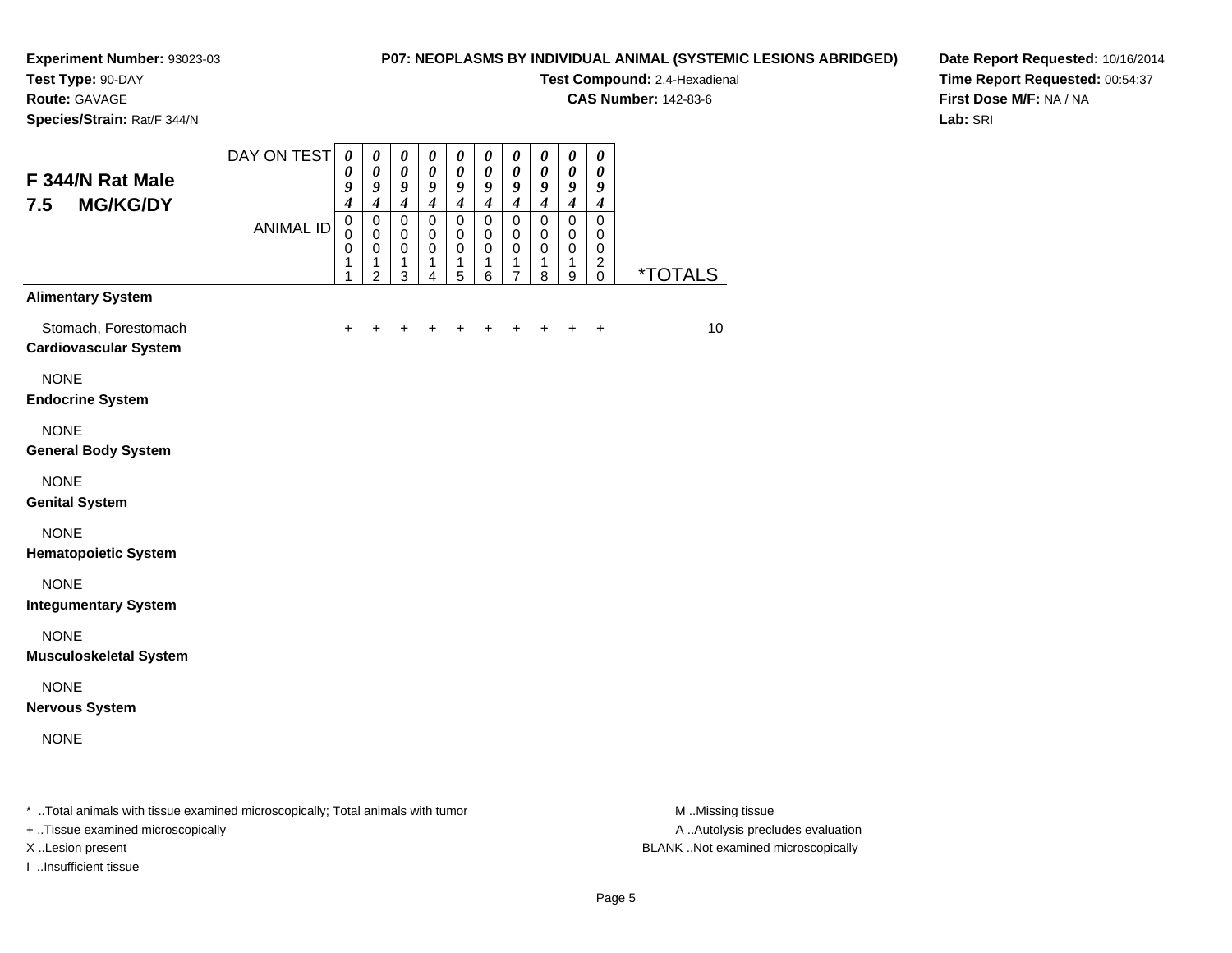**Experiment Number:** 93023-03
**Test Type:** 90-DAY
**Route:** GAVAGE
**Species/Strain:** Rat/F 344/N

**P07: NEOPLASMS BY INDIVIDUAL ANIMAL (SYSTEMIC LESIONS ABRIDGED)**
**Test Compound:** 2,4-Hexadienal
**CAS Number:** 142-83-6

**Date Report Requested:** 10/16/2014
**Time Report Requested:** 00:54:37
**First Dose M/F:** NA / NA
**Lab:** SRI

## F 344/N Rat Male 7.5 MG/KG/DY

| DAY ON TEST | 0094 | 0094 | 0094 | 0094 | 0094 | 0094 | 0094 | 0094 | 0094 | 0094 | |
|---|---|---|---|---|---|---|---|---|---|---|---|
| **ANIMAL ID** | 00011 | 00012 | 00013 | 00014 | 00015 | 00016 | 00017 | 00018 | 00019 | 00020 | ***TOTALS** |
| **Alimentary System** | | | | | | | | | | | |
| Stomach, Forestomach | + | + | + | + | + | + | + | + | + | + | 10 |
| **Cardiovascular System** | | | | | | | | | | | |
| NONE | | | | | | | | | | | |
| **Endocrine System** | | | | | | | | | | | |
| NONE | | | | | | | | | | | |
| **General Body System** | | | | | | | | | | | |
| NONE | | | | | | | | | | | |
| **Genital System** | | | | | | | | | | | |
| NONE | | | | | | | | | | | |
| **Hematopoietic System** | | | | | | | | | | | |
| NONE | | | | | | | | | | | |
| **Integumentary System** | | | | | | | | | | | |
| NONE | | | | | | | | | | | |
| **Musculoskeletal System** | | | | | | | | | | | |
| NONE | | | | | | | | | | | |
| **Nervous System** | | | | | | | | | | | |
| NONE | | | | | | | | | | | |

* ..Total animals with tissue examined microscopically; Total animals with tumor
+ ..Tissue examined microscopically
X ..Lesion present
I ..Insufficient tissue

M ..Missing tissue
A ..Autolysis precludes evaluation
BLANK ..Not examined microscopically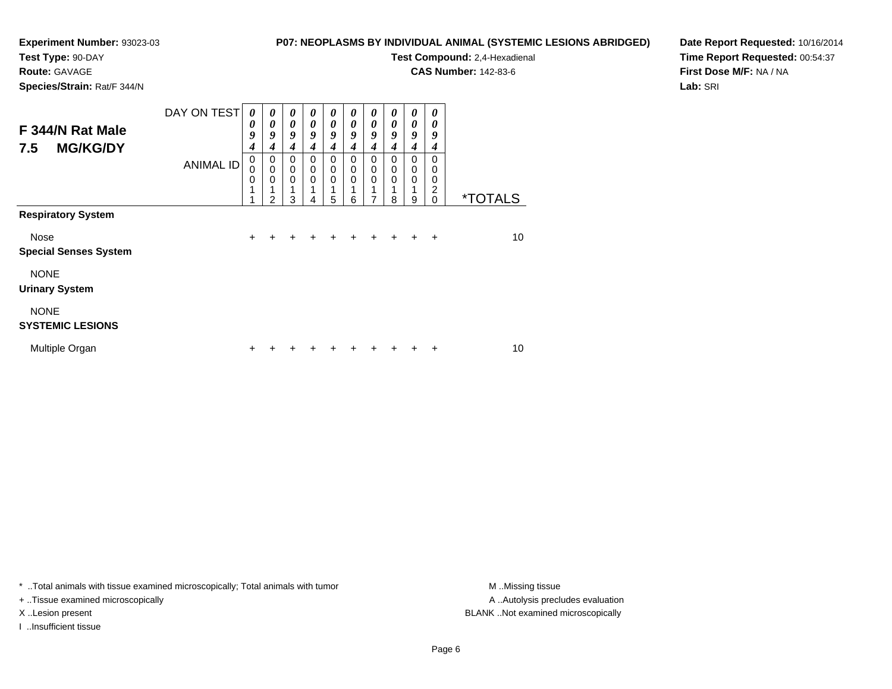**Experiment Number:** 93023-03
**Test Type:** 90-DAY
**Route:** GAVAGE
**Species/Strain:** Rat/F 344/N

**P07: NEOPLASMS BY INDIVIDUAL ANIMAL (SYSTEMIC LESIONS ABRIDGED)**
**Test Compound:** 2,4-Hexadienal
**CAS Number:** 142-83-6

**Date Report Requested:** 10/16/2014
**Time Report Requested:** 00:54:37
**First Dose M/F:** NA / NA
**Lab:** SRI

## F 344/N Rat Male
## 7.5 MG/KG/DY

| DAY ON TEST | 0094 | 0094 | 0094 | 0094 | 0094 | 0094 | 0094 | 0094 | 0094 | 0094 | |
|---|---|---|---|---|---|---|---|---|---|---|---|
| ANIMAL ID | 00011 | 00012 | 00013 | 00014 | 00015 | 00016 | 00017 | 00018 | 00019 | 00020 | *TOTALS |
| **Respiratory System** | | | | | | | | | | | |
| Nose | + | + | + | + | + | + | + | + | + | + | 10 |
| **Special Senses System** | | | | | | | | | | | |
| NONE | | | | | | | | | | | |
| **Urinary System** | | | | | | | | | | | |
| NONE | | | | | | | | | | | |
| **SYSTEMIC LESIONS** | | | | | | | | | | | |
| Multiple Organ | + | + | + | + | + | + | + | + | + | + | 10 |

* ..Total animals with tissue examined microscopically; Total animals with tumor
+ ..Tissue examined microscopically
X ..Lesion present
I ..Insufficient tissue

M ..Missing tissue
A ..Autolysis precludes evaluation
BLANK ..Not examined microscopically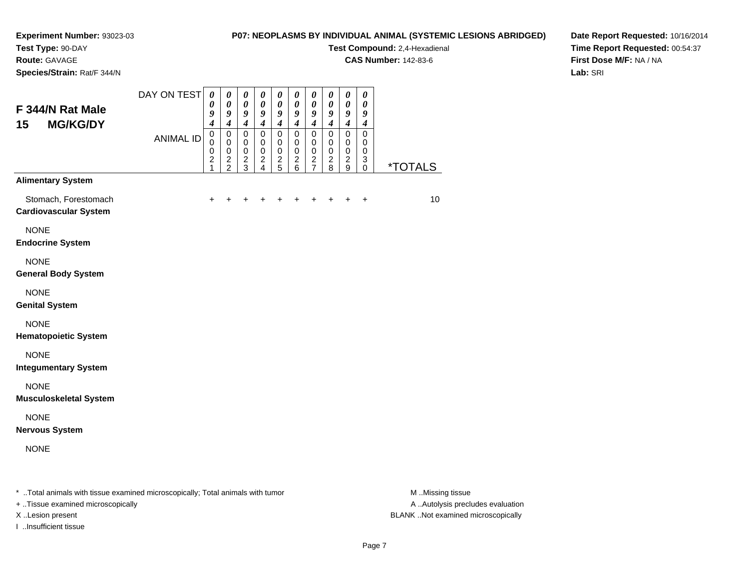**Experiment Number:** 93023-03
**Test Type:** 90-DAY
**Route:** GAVAGE
**Species/Strain:** Rat/F 344/N

**P07: NEOPLASMS BY INDIVIDUAL ANIMAL (SYSTEMIC LESIONS ABRIDGED)**
**Test Compound:** 2,4-Hexadienal
**CAS Number:** 142-83-6

**Date Report Requested:** 10/16/2014
**Time Report Requested:** 00:54:37
**First Dose M/F:** NA / NA
**Lab:** SRI

## F 344/N Rat Male 15 MG/KG/DY

| DAY ON TEST | 0094 | 0094 | 0094 | 0094 | 0094 | 0094 | 0094 | 0094 | 0094 | 0094 | |
|---|---|---|---|---|---|---|---|---|---|---|---|
| ANIMAL ID | 00021 | 00022 | 00023 | 00024 | 00025 | 00026 | 00027 | 00028 | 00029 | 00030 | *TOTALS |
| **Alimentary System** | | | | | | | | | | | |
| Stomach, Forestomach | + | + | + | + | + | + | + | + | + | + | 10 |
| **Cardiovascular System** | | | | | | | | | | | |
| NONE | | | | | | | | | | | |
| **Endocrine System** | | | | | | | | | | | |
| NONE | | | | | | | | | | | |
| **General Body System** | | | | | | | | | | | |
| NONE | | | | | | | | | | | |
| **Genital System** | | | | | | | | | | | |
| NONE | | | | | | | | | | | |
| **Hematopoietic System** | | | | | | | | | | | |
| NONE | | | | | | | | | | | |
| **Integumentary System** | | | | | | | | | | | |
| NONE | | | | | | | | | | | |
| **Musculoskeletal System** | | | | | | | | | | | |
| NONE | | | | | | | | | | | |
| **Nervous System** | | | | | | | | | | | |
| NONE | | | | | | | | | | | |

* ..Total animals with tissue examined microscopically; Total animals with tumor
+ ..Tissue examined microscopically
X ..Lesion present
I ..Insufficient tissue

M ..Missing tissue
A ..Autolysis precludes evaluation
BLANK ..Not examined microscopically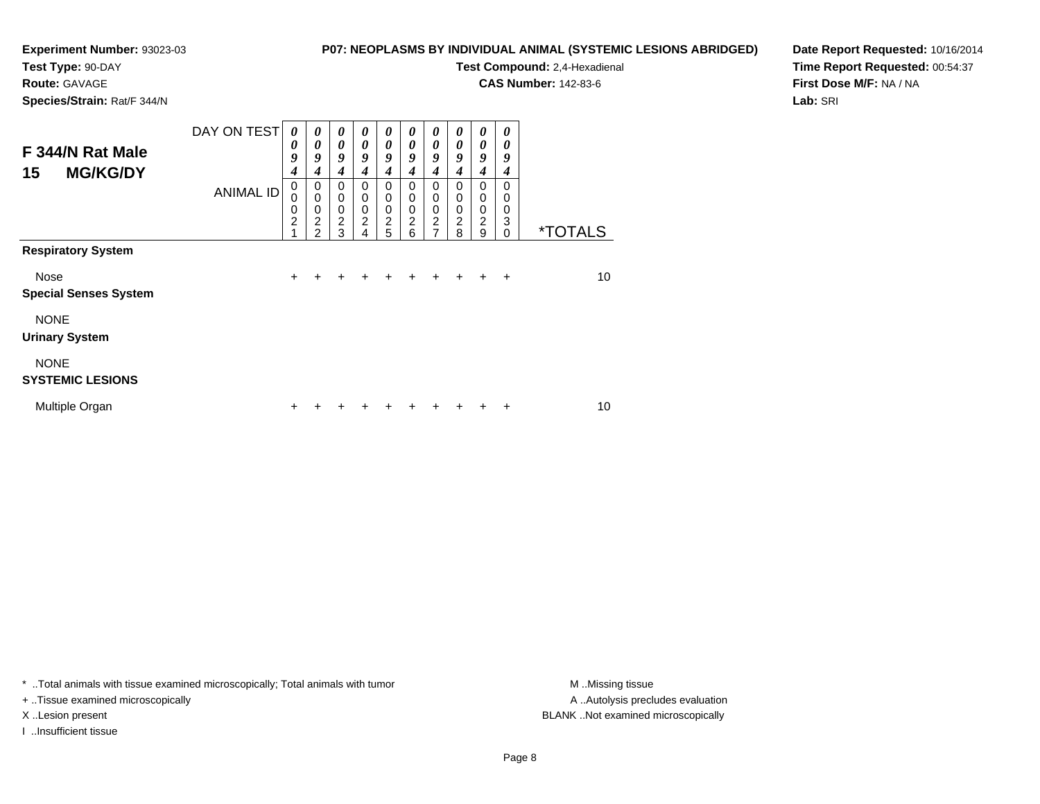**Experiment Number:** 93023-03
**Test Type:** 90-DAY
**Route:** GAVAGE
**Species/Strain:** Rat/F 344/N

**P07: NEOPLASMS BY INDIVIDUAL ANIMAL (SYSTEMIC LESIONS ABRIDGED)**
**Test Compound:** 2,4-Hexadienal
**CAS Number:** 142-83-6

**Date Report Requested:** 10/16/2014
**Time Report Requested:** 00:54:37
**First Dose M/F:** NA / NA
**Lab:** SRI

## F 344/N Rat Male 15 MG/KG/DY

| DAY ON TEST | 0094 | 0094 | 0094 | 0094 | 0094 | 0094 | 0094 | 0094 | 0094 | 0094 | |
|---|---|---|---|---|---|---|---|---|---|---|---|
| ANIMAL ID | 00021 | 00022 | 00023 | 00024 | 00025 | 00026 | 00027 | 00028 | 00029 | 00030 | *TOTALS |
| **Respiratory System** | | | | | | | | | | | |
| Nose | + | + | + | + | + | + | + | + | + | + | 10 |
| **Special Senses System** | | | | | | | | | | | |
| NONE | | | | | | | | | | | |
| **Urinary System** | | | | | | | | | | | |
| NONE | | | | | | | | | | | |
| **SYSTEMIC LESIONS** | | | | | | | | | | | |
| Multiple Organ | + | + | + | + | + | + | + | + | + | + | 10 |

* ..Total animals with tissue examined microscopically; Total animals with tumor
+ ..Tissue examined microscopically
X ..Lesion present
I ..Insufficient tissue

M ..Missing tissue
A ..Autolysis precludes evaluation
BLANK ..Not examined microscopically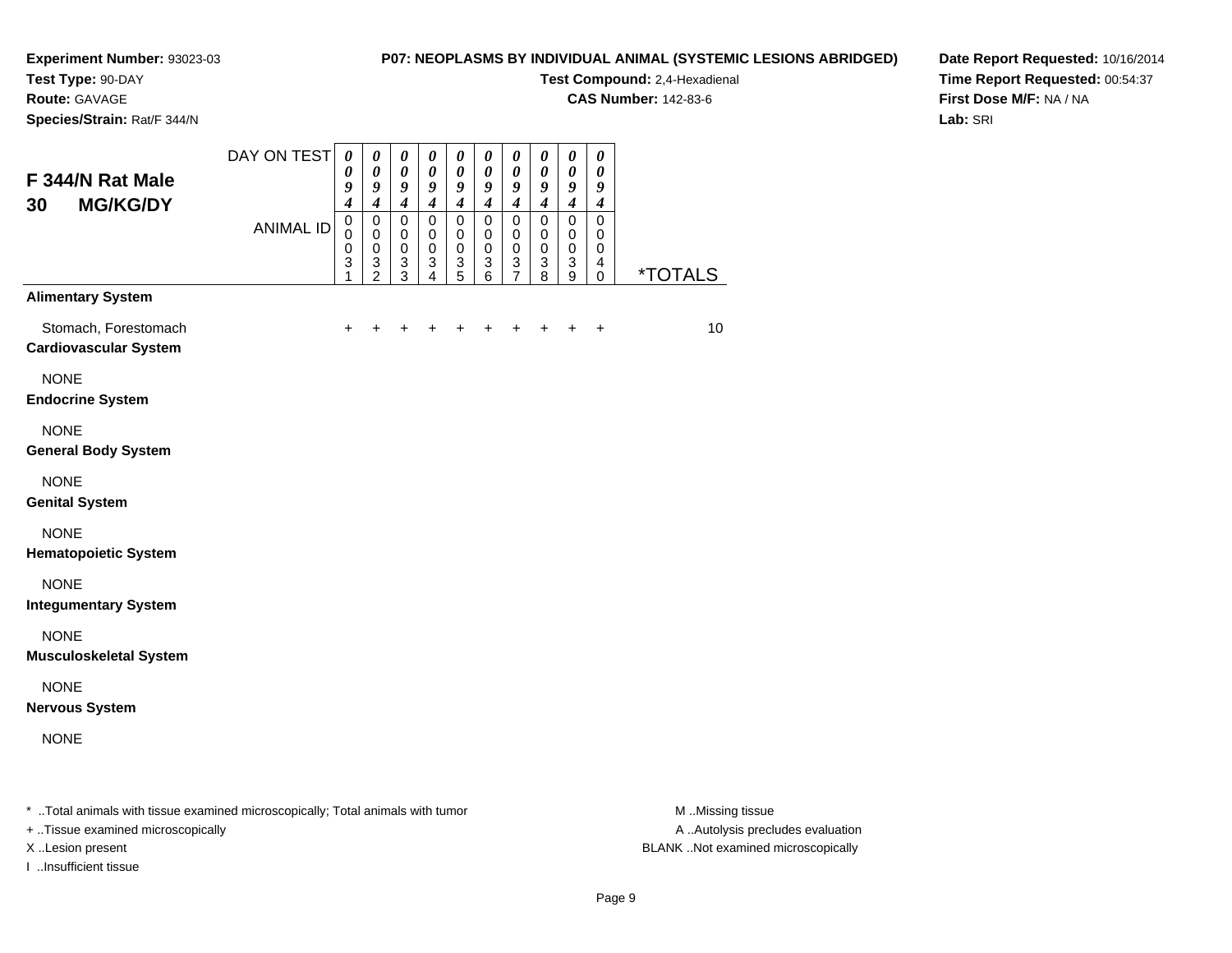**Experiment Number:** 93023-03
**Test Type:** 90-DAY
**Route:** GAVAGE
**Species/Strain:** Rat/F 344/N

**P07: NEOPLASMS BY INDIVIDUAL ANIMAL (SYSTEMIC LESIONS ABRIDGED)**
**Test Compound:** 2,4-Hexadienal
**CAS Number:** 142-83-6

**Date Report Requested:** 10/16/2014
**Time Report Requested:** 00:54:37
**First Dose M/F:** NA / NA
**Lab:** SRI

## F 344/N Rat Male 30 MG/KG/DY

| DAY ON TEST | 0094 | 0094 | 0094 | 0094 | 0094 | 0094 | 0094 | 0094 | 0094 | 0094 | |
|---|---|---|---|---|---|---|---|---|---|---|---|
| ANIMAL ID | 00031 | 00032 | 00033 | 00034 | 00035 | 00036 | 00037 | 00038 | 00039 | 00040 | *TOTALS |
| **Alimentary System** | | | | | | | | | | | |
| Stomach, Forestomach | + | + | + | + | + | + | + | + | + | + | 10 |
| **Cardiovascular System** | | | | | | | | | | | |
| NONE | | | | | | | | | | | |
| **Endocrine System** | | | | | | | | | | | |
| NONE | | | | | | | | | | | |
| **General Body System** | | | | | | | | | | | |
| NONE | | | | | | | | | | | |
| **Genital System** | | | | | | | | | | | |
| NONE | | | | | | | | | | | |
| **Hematopoietic System** | | | | | | | | | | | |
| NONE | | | | | | | | | | | |
| **Integumentary System** | | | | | | | | | | | |
| NONE | | | | | | | | | | | |
| **Musculoskeletal System** | | | | | | | | | | | |
| NONE | | | | | | | | | | | |
| **Nervous System** | | | | | | | | | | | |
| NONE | | | | | | | | | | | |

* ..Total animals with tissue examined microscopically; Total animals with tumor
+ ..Tissue examined microscopically
X ..Lesion present
I ..Insufficient tissue

M ..Missing tissue
A ..Autolysis precludes evaluation
BLANK ..Not examined microscopically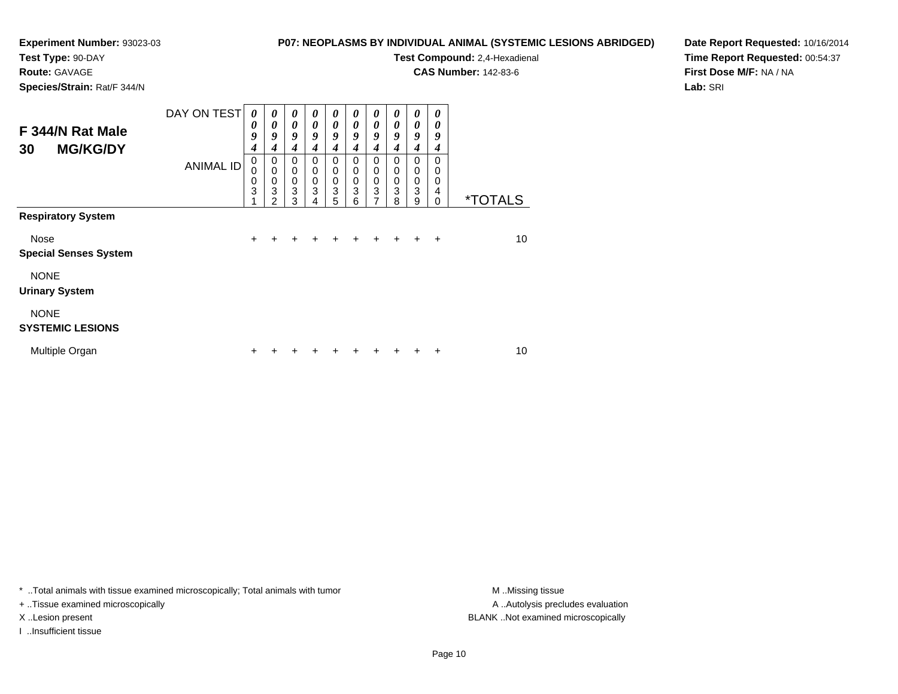**Experiment Number:** 93023-03
**Test Type:** 90-DAY
**Route:** GAVAGE
**Species/Strain:** Rat/F 344/N

**P07: NEOPLASMS BY INDIVIDUAL ANIMAL (SYSTEMIC LESIONS ABRIDGED)**
**Test Compound:** 2,4-Hexadienal
**CAS Number:** 142-83-6

**Date Report Requested:** 10/16/2014
**Time Report Requested:** 00:54:37
**First Dose M/F:** NA / NA
**Lab:** SRI

## F 344/N Rat Male 30 MG/KG/DY

| DAY ON TEST | 0094 | 0094 | 0094 | 0094 | 0094 | 0094 | 0094 | 0094 | 0094 | 0094 | |
|---|---|---|---|---|---|---|---|---|---|---|---|
| ANIMAL ID | 00031 | 00032 | 00033 | 00034 | 00035 | 00036 | 00037 | 00038 | 00039 | 00040 | *TOTALS |
| **Respiratory System** | | | | | | | | | | | |
| Nose | + | + | + | + | + | + | + | + | + | + | 10 |
| **Special Senses System** | | | | | | | | | | | |
| NONE | | | | | | | | | | | |
| **Urinary System** | | | | | | | | | | | |
| NONE | | | | | | | | | | | |
| **SYSTEMIC LESIONS** | | | | | | | | | | | |
| Multiple Organ | + | + | + | + | + | + | + | + | + | + | 10 |

* ..Total animals with tissue examined microscopically; Total animals with tumor
+ ..Tissue examined microscopically
X ..Lesion present
I ..Insufficient tissue

M ..Missing tissue
A ..Autolysis precludes evaluation
BLANK ..Not examined microscopically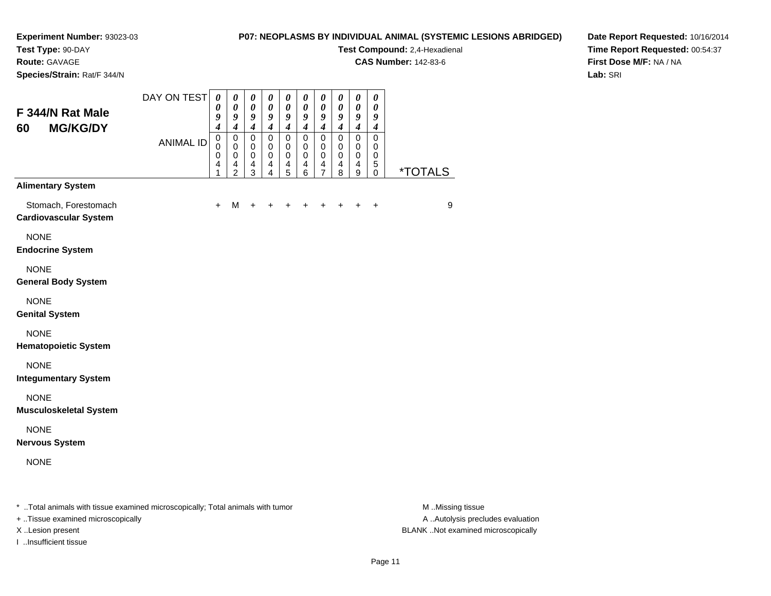**Experiment Number:** 93023-03
**Test Type:** 90-DAY
**Route:** GAVAGE
**Species/Strain:** Rat/F 344/N

**P07: NEOPLASMS BY INDIVIDUAL ANIMAL (SYSTEMIC LESIONS ABRIDGED)**
**Test Compound:** 2,4-Hexadienal
**CAS Number:** 142-83-6

**Date Report Requested:** 10/16/2014
**Time Report Requested:** 00:54:37
**First Dose M/F:** NA / NA
**Lab:** SRI

## F 344/N Rat Male 60 MG/KG/DY

| DAY ON TEST | 0094 | 0094 | 0094 | 0094 | 0094 | 0094 | 0094 | 0094 | 0094 | 0094 | |
|---|---|---|---|---|---|---|---|---|---|---|---|
| ANIMAL ID | 00041 | 00042 | 00043 | 00044 | 00045 | 00046 | 00047 | 00048 | 00049 | 00050 | *TOTALS |
| **Alimentary System** | | | | | | | | | | | |
| Stomach, Forestomach | + | M | + | + | + | + | + | + | + | + | 9 |
| **Cardiovascular System** | | | | | | | | | | | |
| NONE | | | | | | | | | | | |
| **Endocrine System** | | | | | | | | | | | |
| NONE | | | | | | | | | | | |
| **General Body System** | | | | | | | | | | | |
| NONE | | | | | | | | | | | |
| **Genital System** | | | | | | | | | | | |
| NONE | | | | | | | | | | | |
| **Hematopoietic System** | | | | | | | | | | | |
| NONE | | | | | | | | | | | |
| **Integumentary System** | | | | | | | | | | | |
| NONE | | | | | | | | | | | |
| **Musculoskeletal System** | | | | | | | | | | | |
| NONE | | | | | | | | | | | |
| **Nervous System** | | | | | | | | | | | |
| NONE | | | | | | | | | | | |

* ..Total animals with tissue examined microscopically; Total animals with tumor
+ ..Tissue examined microscopically
X ..Lesion present
I ..Insufficient tissue

M ..Missing tissue
A ..Autolysis precludes evaluation
BLANK ..Not examined microscopically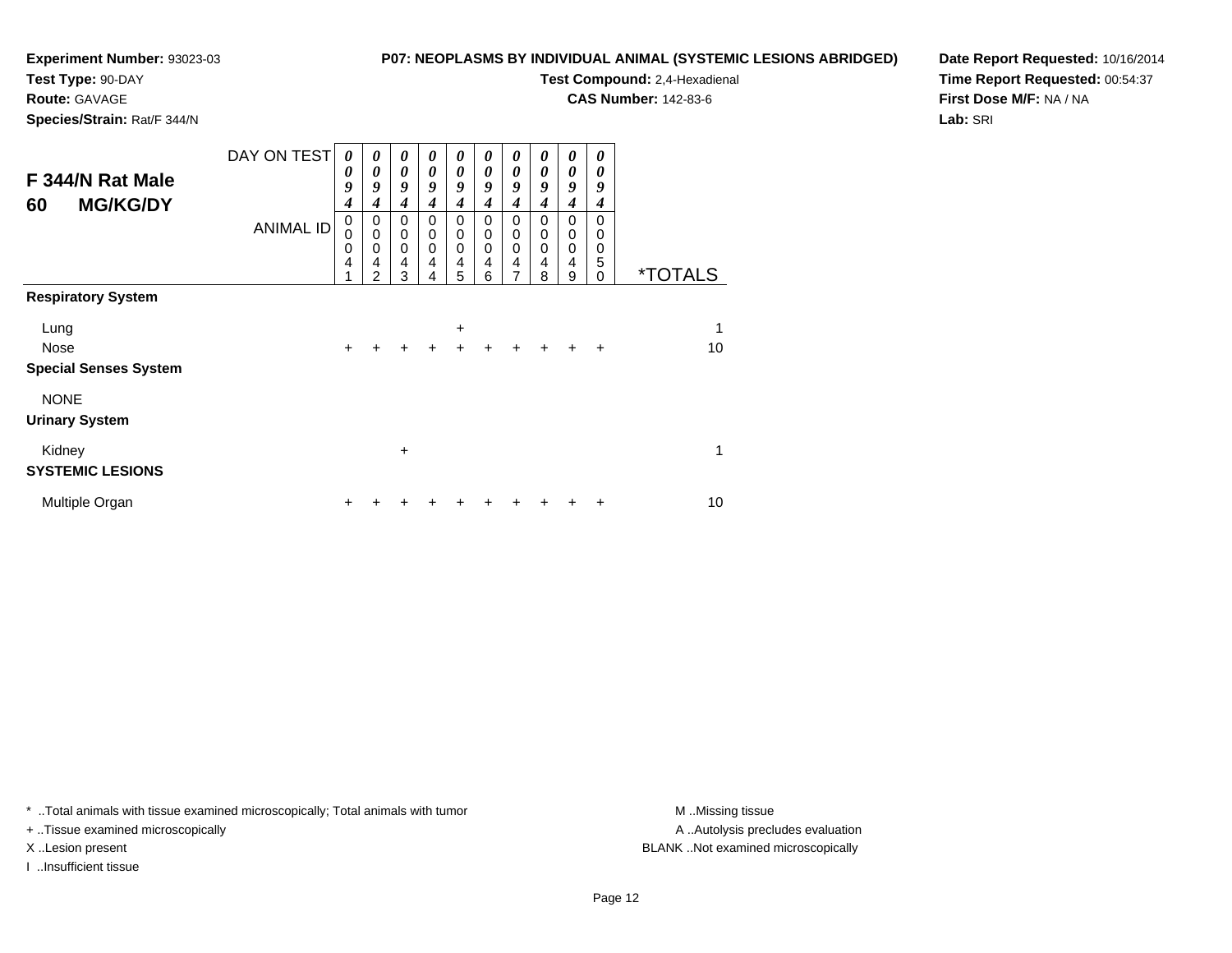**Experiment Number:** 93023-03
**Test Type:** 90-DAY
**Route:** GAVAGE
**Species/Strain:** Rat/F 344/N

**P07: NEOPLASMS BY INDIVIDUAL ANIMAL (SYSTEMIC LESIONS ABRIDGED)**
**Test Compound:** 2,4-Hexadienal
**CAS Number:** 142-83-6

**Date Report Requested:** 10/16/2014
**Time Report Requested:** 00:54:37
**First Dose M/F:** NA / NA
**Lab:** SRI

## F 344/N Rat Male 60 MG/KG/DY

| DAY ON TEST | 0094 | 0094 | 0094 | 0094 | 0094 | 0094 | 0094 | 0094 | 0094 | 0094 | |
|---|---|---|---|---|---|---|---|---|---|---|---|
| ANIMAL ID | 00041 | 00042 | 00043 | 00044 | 00045 | 00046 | 00047 | 00048 | 00049 | 00050 | *TOTALS |
| **Respiratory System** | | | | | | | | | | | |
| Lung | | | | | + | | | | | | 1 |
| Nose | + | + | + | + | + | + | + | + | + | + | 10 |
| **Special Senses System** | | | | | | | | | | | |
| NONE | | | | | | | | | | | |
| **Urinary System** | | | | | | | | | | | |
| Kidney | | | + | | | | | | | | 1 |
| **SYSTEMIC LESIONS** | | | | | | | | | | | |
| Multiple Organ | + | + | + | + | + | + | + | + | + | + | 10 |

* ..Total animals with tissue examined microscopically; Total animals with tumor
+ ..Tissue examined microscopically
X ..Lesion present
I ..Insufficient tissue

M ..Missing tissue
A ..Autolysis precludes evaluation
BLANK ..Not examined microscopically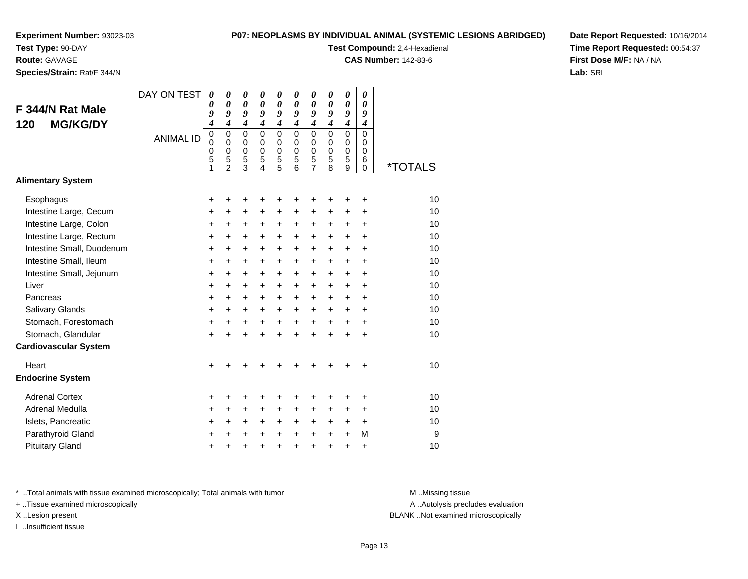**Experiment Number:** 93023-03
**Test Type:** 90-DAY
**Route:** GAVAGE
**Species/Strain:** Rat/F 344/N

**P07: NEOPLASMS BY INDIVIDUAL ANIMAL (SYSTEMIC LESIONS ABRIDGED)**
**Test Compound:** 2,4-Hexadienal
**CAS Number:** 142-83-6

**Date Report Requested:** 10/16/2014
**Time Report Requested:** 00:54:37
**First Dose M/F:** NA / NA
**Lab:** SRI

## F 344/N Rat Male 120 MG/KG/DY

| DAY ON TEST | 0094 | 0094 | 0094 | 0094 | 0094 | 0094 | 0094 | 0094 | 0094 | 0094 | |
|---|---|---|---|---|---|---|---|---|---|---|---|
| **ANIMAL ID** | 00051 | 00052 | 00053 | 00054 | 00055 | 00056 | 00057 | 00058 | 00059 | 00060 | ***TOTALS** |
| **Alimentary System** | | | | | | | | | | | |
| Esophagus | + | + | + | + | + | + | + | + | + | + | 10 |
| Intestine Large, Cecum | + | + | + | + | + | + | + | + | + | + | 10 |
| Intestine Large, Colon | + | + | + | + | + | + | + | + | + | + | 10 |
| Intestine Large, Rectum | + | + | + | + | + | + | + | + | + | + | 10 |
| Intestine Small, Duodenum | + | + | + | + | + | + | + | + | + | + | 10 |
| Intestine Small, Ileum | + | + | + | + | + | + | + | + | + | + | 10 |
| Intestine Small, Jejunum | + | + | + | + | + | + | + | + | + | + | 10 |
| Liver | + | + | + | + | + | + | + | + | + | + | 10 |
| Pancreas | + | + | + | + | + | + | + | + | + | + | 10 |
| Salivary Glands | + | + | + | + | + | + | + | + | + | + | 10 |
| Stomach, Forestomach | + | + | + | + | + | + | + | + | + | + | 10 |
| Stomach, Glandular | + | + | + | + | + | + | + | + | + | + | 10 |
| **Cardiovascular System** | | | | | | | | | | | |
| Heart | + | + | + | + | + | + | + | + | + | + | 10 |
| **Endocrine System** | | | | | | | | | | | |
| Adrenal Cortex | + | + | + | + | + | + | + | + | + | + | 10 |
| Adrenal Medulla | + | + | + | + | + | + | + | + | + | + | 10 |
| Islets, Pancreatic | + | + | + | + | + | + | + | + | + | + | 10 |
| Parathyroid Gland | + | + | + | + | + | + | + | + | + | M | 9 |
| Pituitary Gland | + | + | + | + | + | + | + | + | + | + | 10 |

\* ..Total animals with tissue examined microscopically; Total animals with tumor
\+ ..Tissue examined microscopically
X ..Lesion present
I ..Insufficient tissue

M ..Missing tissue
A ..Autolysis precludes evaluation
BLANK ..Not examined microscopically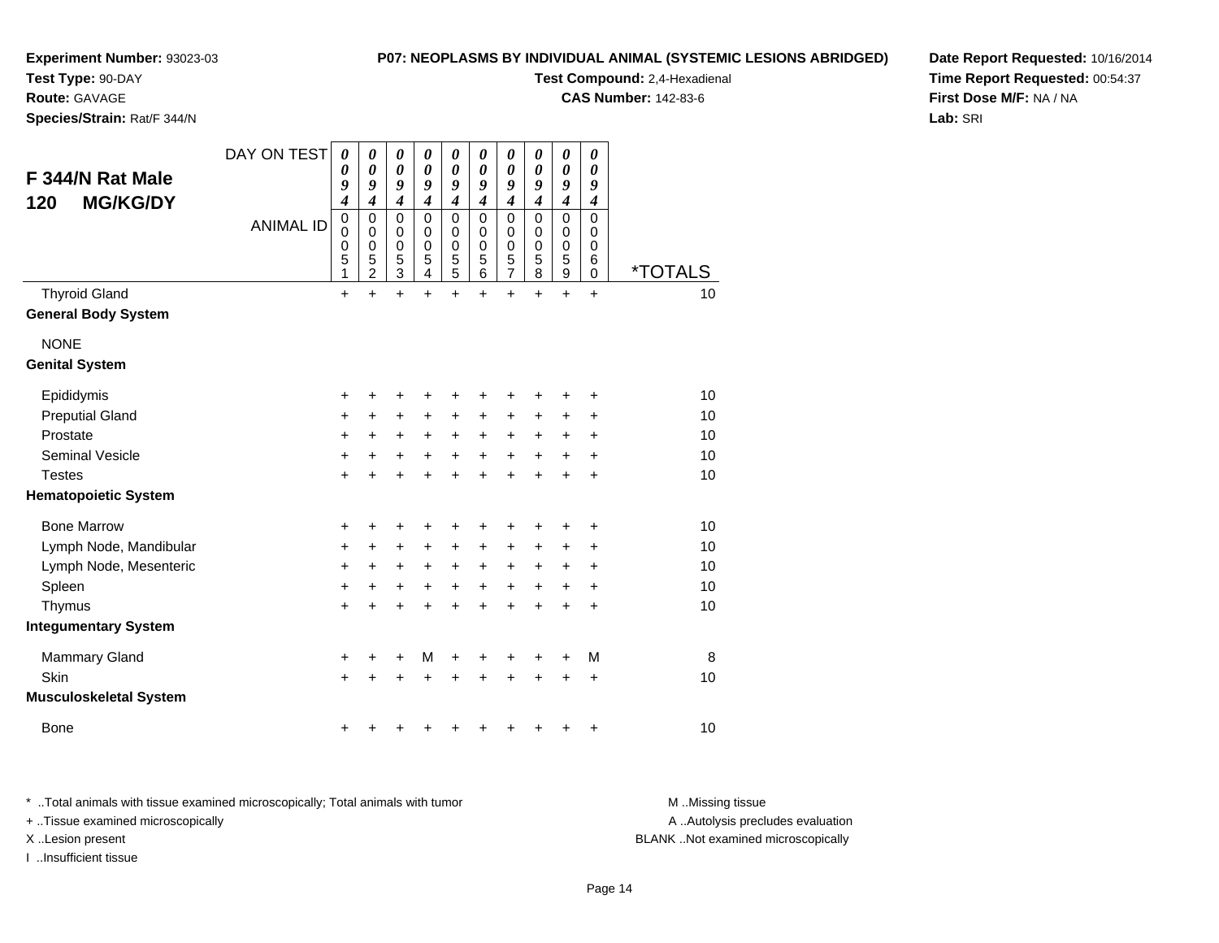**Experiment Number:** 93023-03
**Test Type:** 90-DAY
**Route:** GAVAGE
**Species/Strain:** Rat/F 344/N

**P07: NEOPLASMS BY INDIVIDUAL ANIMAL (SYSTEMIC LESIONS ABRIDGED)**
**Test Compound:** 2,4-Hexadienal
**CAS Number:** 142-83-6

**Date Report Requested:** 10/16/2014
**Time Report Requested:** 00:54:37
**First Dose M/F:** NA / NA
**Lab:** SRI

## F 344/N Rat Male 120 MG/KG/DY

| DAY ON TEST | 0094 | 0094 | 0094 | 0094 | 0094 | 0094 | 0094 | 0094 | 0094 | 0094 | |
|---|---|---|---|---|---|---|---|---|---|---|---|
| ANIMAL ID | 00051 | 00052 | 00053 | 00054 | 00055 | 00056 | 00057 | 00058 | 00059 | 00060 | *TOTALS |
| Thyroid Gland | + | + | + | + | + | + | + | + | + | + | 10 |
| **General Body System** | | | | | | | | | | | |
| NONE | | | | | | | | | | | |
| **Genital System** | | | | | | | | | | | |
| Epididymis | + | + | + | + | + | + | + | + | + | + | 10 |
| Preputial Gland | + | + | + | + | + | + | + | + | + | + | 10 |
| Prostate | + | + | + | + | + | + | + | + | + | + | 10 |
| Seminal Vesicle | + | + | + | + | + | + | + | + | + | + | 10 |
| Testes | + | + | + | + | + | + | + | + | + | + | 10 |
| **Hematopoietic System** | | | | | | | | | | | |
| Bone Marrow | + | + | + | + | + | + | + | + | + | + | 10 |
| Lymph Node, Mandibular | + | + | + | + | + | + | + | + | + | + | 10 |
| Lymph Node, Mesenteric | + | + | + | + | + | + | + | + | + | + | 10 |
| Spleen | + | + | + | + | + | + | + | + | + | + | 10 |
| Thymus | + | + | + | + | + | + | + | + | + | + | 10 |
| **Integumentary System** | | | | | | | | | | | |
| Mammary Gland | + | + | + | M | + | + | + | + | + | M | 8 |
| Skin | + | + | + | + | + | + | + | + | + | + | 10 |
| **Musculoskeletal System** | | | | | | | | | | | |
| Bone | + | + | + | + | + | + | + | + | + | + | 10 |

\* ..Total animals with tissue examined microscopically; Total animals with tumor
+ ..Tissue examined microscopically
X ..Lesion present
I ..Insufficient tissue

M ..Missing tissue
A ..Autolysis precludes evaluation
BLANK ..Not examined microscopically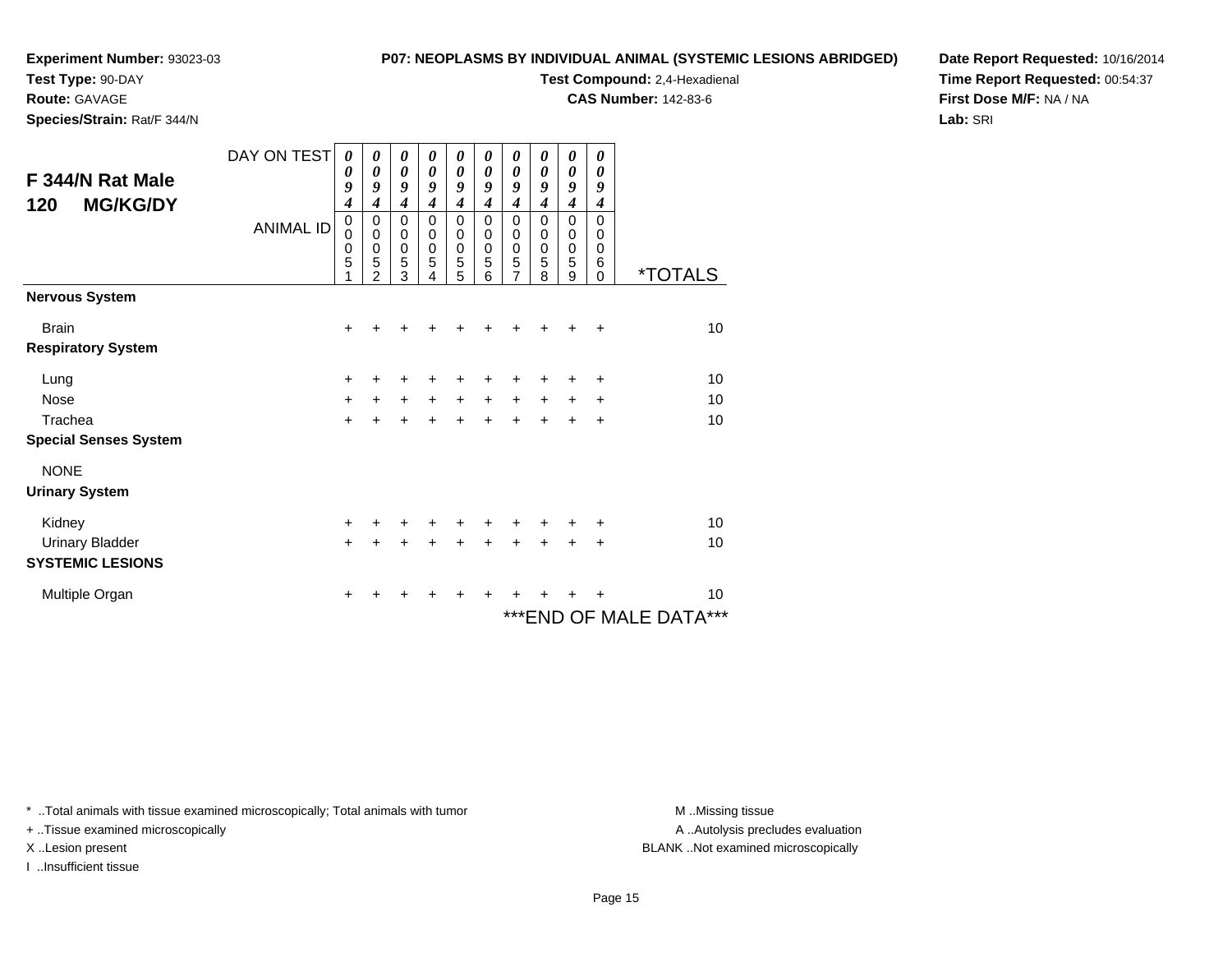**Experiment Number:** 93023-03
**Test Type:** 90-DAY
**Route:** GAVAGE
**Species/Strain:** Rat/F 344/N

**P07: NEOPLASMS BY INDIVIDUAL ANIMAL (SYSTEMIC LESIONS ABRIDGED)**
**Test Compound:** 2,4-Hexadienal
**CAS Number:** 142-83-6

**Date Report Requested:** 10/16/2014
**Time Report Requested:** 00:54:37
**First Dose M/F:** NA / NA
**Lab:** SRI

## F 344/N Rat Male 120 MG/KG/DY

| DAY ON TEST | 0094 | 0094 | 0094 | 0094 | 0094 | 0094 | 0094 | 0094 | 0094 | 0094 | |
|---|---|---|---|---|---|---|---|---|---|---|---|
| **ANIMAL ID** | 00051 | 00052 | 00053 | 00054 | 00055 | 00056 | 00057 | 00058 | 00059 | 00060 | ***TOTALS** |
| **Nervous System** | | | | | | | | | | | |
| Brain | + | + | + | + | + | + | + | + | + | + | 10 |
| **Respiratory System** | | | | | | | | | | | |
| Lung | + | + | + | + | + | + | + | + | + | + | 10 |
| Nose | + | + | + | + | + | + | + | + | + | + | 10 |
| Trachea | + | + | + | + | + | + | + | + | + | + | 10 |
| **Special Senses System** | | | | | | | | | | | |
| NONE | | | | | | | | | | | |
| **Urinary System** | | | | | | | | | | | |
| Kidney | + | + | + | + | + | + | + | + | + | + | 10 |
| Urinary Bladder | + | + | + | + | + | + | + | + | + | + | 10 |
| **SYSTEMIC LESIONS** | | | | | | | | | | | |
| Multiple Organ | + | + | + | + | + | + | + | + | + | + | 10 |

***END OF MALE DATA***

\* ..Total animals with tissue examined microscopically; Total animals with tumor
\+ ..Tissue examined microscopically
X ..Lesion present
I ..Insufficient tissue

M ..Missing tissue
A ..Autolysis precludes evaluation
BLANK ..Not examined microscopically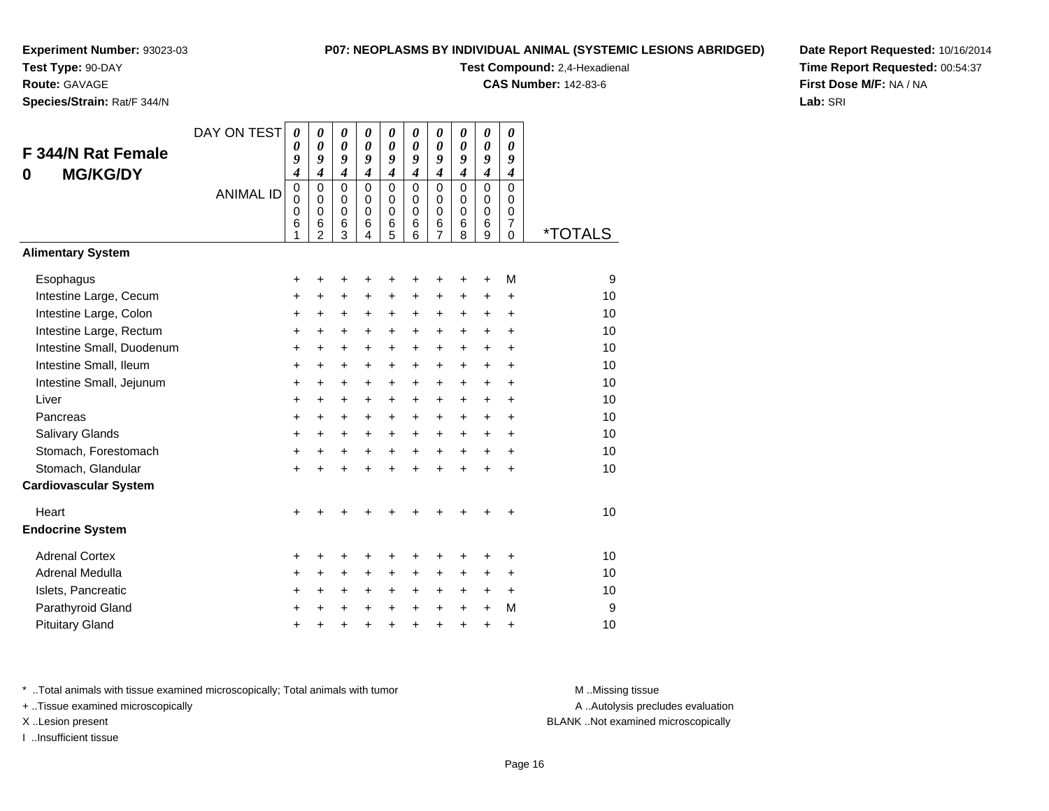**Experiment Number:** 93023-03
**Test Type:** 90-DAY
**Route:** GAVAGE
**Species/Strain:** Rat/F 344/N

**P07: NEOPLASMS BY INDIVIDUAL ANIMAL (SYSTEMIC LESIONS ABRIDGED)**
**Test Compound:** 2,4-Hexadienal
**CAS Number:** 142-83-6

**Date Report Requested:** 10/16/2014
**Time Report Requested:** 00:54:37
**First Dose M/F:** NA / NA
**Lab:** SRI

## F 344/N Rat Female 0 MG/KG/DY

| DAY ON TEST | 0094 | 0094 | 0094 | 0094 | 0094 | 0094 | 0094 | 0094 | 0094 | 0094 | |
|---|---|---|---|---|---|---|---|---|---|---|---|
| ANIMAL ID | 00061 | 00062 | 00063 | 00064 | 00065 | 00066 | 00067 | 00068 | 00069 | 00070 | *TOTALS |
| **Alimentary System** | | | | | | | | | | | |
| Esophagus | + | + | + | + | + | + | + | + | + | M | 9 |
| Intestine Large, Cecum | + | + | + | + | + | + | + | + | + | + | 10 |
| Intestine Large, Colon | + | + | + | + | + | + | + | + | + | + | 10 |
| Intestine Large, Rectum | + | + | + | + | + | + | + | + | + | + | 10 |
| Intestine Small, Duodenum | + | + | + | + | + | + | + | + | + | + | 10 |
| Intestine Small, Ileum | + | + | + | + | + | + | + | + | + | + | 10 |
| Intestine Small, Jejunum | + | + | + | + | + | + | + | + | + | + | 10 |
| Liver | + | + | + | + | + | + | + | + | + | + | 10 |
| Pancreas | + | + | + | + | + | + | + | + | + | + | 10 |
| Salivary Glands | + | + | + | + | + | + | + | + | + | + | 10 |
| Stomach, Forestomach | + | + | + | + | + | + | + | + | + | + | 10 |
| Stomach, Glandular | + | + | + | + | + | + | + | + | + | + | 10 |
| **Cardiovascular System** | | | | | | | | | | | |
| Heart | + | + | + | + | + | + | + | + | + | + | 10 |
| **Endocrine System** | | | | | | | | | | | |
| Adrenal Cortex | + | + | + | + | + | + | + | + | + | + | 10 |
| Adrenal Medulla | + | + | + | + | + | + | + | + | + | + | 10 |
| Islets, Pancreatic | + | + | + | + | + | + | + | + | + | + | 10 |
| Parathyroid Gland | + | + | + | + | + | + | + | + | + | M | 9 |
| Pituitary Gland | + | + | + | + | + | + | + | + | + | + | 10 |

* ..Total animals with tissue examined microscopically; Total animals with tumor
+ ..Tissue examined microscopically
X ..Lesion present
I ..Insufficient tissue

M ..Missing tissue
A ..Autolysis precludes evaluation
BLANK ..Not examined microscopically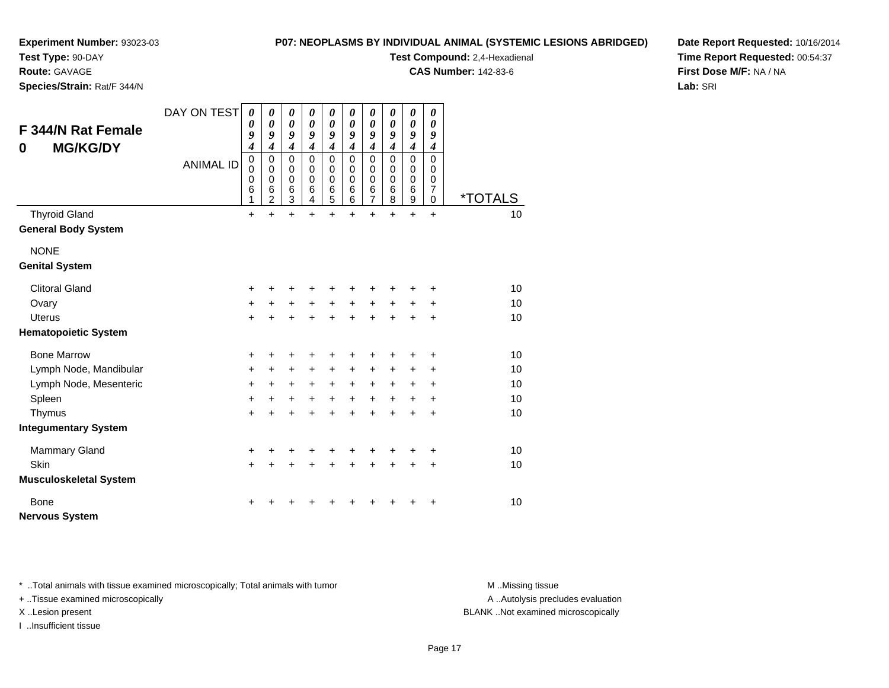**Experiment Number:** 93023-03
**Test Type:** 90-DAY
**Route:** GAVAGE
**Species/Strain:** Rat/F 344/N

**P07: NEOPLASMS BY INDIVIDUAL ANIMAL (SYSTEMIC LESIONS ABRIDGED)**
**Test Compound:** 2,4-Hexadienal
**CAS Number:** 142-83-6

**Date Report Requested:** 10/16/2014
**Time Report Requested:** 00:54:37
**First Dose M/F:** NA / NA
**Lab:** SRI

## F 344/N Rat Female 0 MG/KG/DY

| DAY ON TEST | 0094 | 0094 | 0094 | 0094 | 0094 | 0094 | 0094 | 0094 | 0094 | 0094 | |
|---|---|---|---|---|---|---|---|---|---|---|---|
| **ANIMAL ID** | 00061 | 00062 | 00063 | 00064 | 00065 | 00066 | 00067 | 00068 | 00069 | 00070 | ***TOTALS** |
| Thyroid Gland | + | + | + | + | + | + | + | + | + | + | 10 |
| **General Body System** | | | | | | | | | | | |
| NONE | | | | | | | | | | | |
| **Genital System** | | | | | | | | | | | |
| Clitoral Gland | + | + | + | + | + | + | + | + | + | + | 10 |
| Ovary | + | + | + | + | + | + | + | + | + | + | 10 |
| Uterus | + | + | + | + | + | + | + | + | + | + | 10 |
| **Hematopoietic System** | | | | | | | | | | | |
| Bone Marrow | + | + | + | + | + | + | + | + | + | + | 10 |
| Lymph Node, Mandibular | + | + | + | + | + | + | + | + | + | + | 10 |
| Lymph Node, Mesenteric | + | + | + | + | + | + | + | + | + | + | 10 |
| Spleen | + | + | + | + | + | + | + | + | + | + | 10 |
| Thymus | + | + | + | + | + | + | + | + | + | + | 10 |
| **Integumentary System** | | | | | | | | | | | |
| Mammary Gland | + | + | + | + | + | + | + | + | + | + | 10 |
| Skin | + | + | + | + | + | + | + | + | + | + | 10 |
| **Musculoskeletal System** | | | | | | | | | | | |
| Bone | + | + | + | + | + | + | + | + | + | + | 10 |
| **Nervous System** | | | | | | | | | | | |

\* ..Total animals with tissue examined microscopically; Total animals with tumor
\+ ..Tissue examined microscopically
X ..Lesion present
I ..Insufficient tissue

M ..Missing tissue
A ..Autolysis precludes evaluation
BLANK ..Not examined microscopically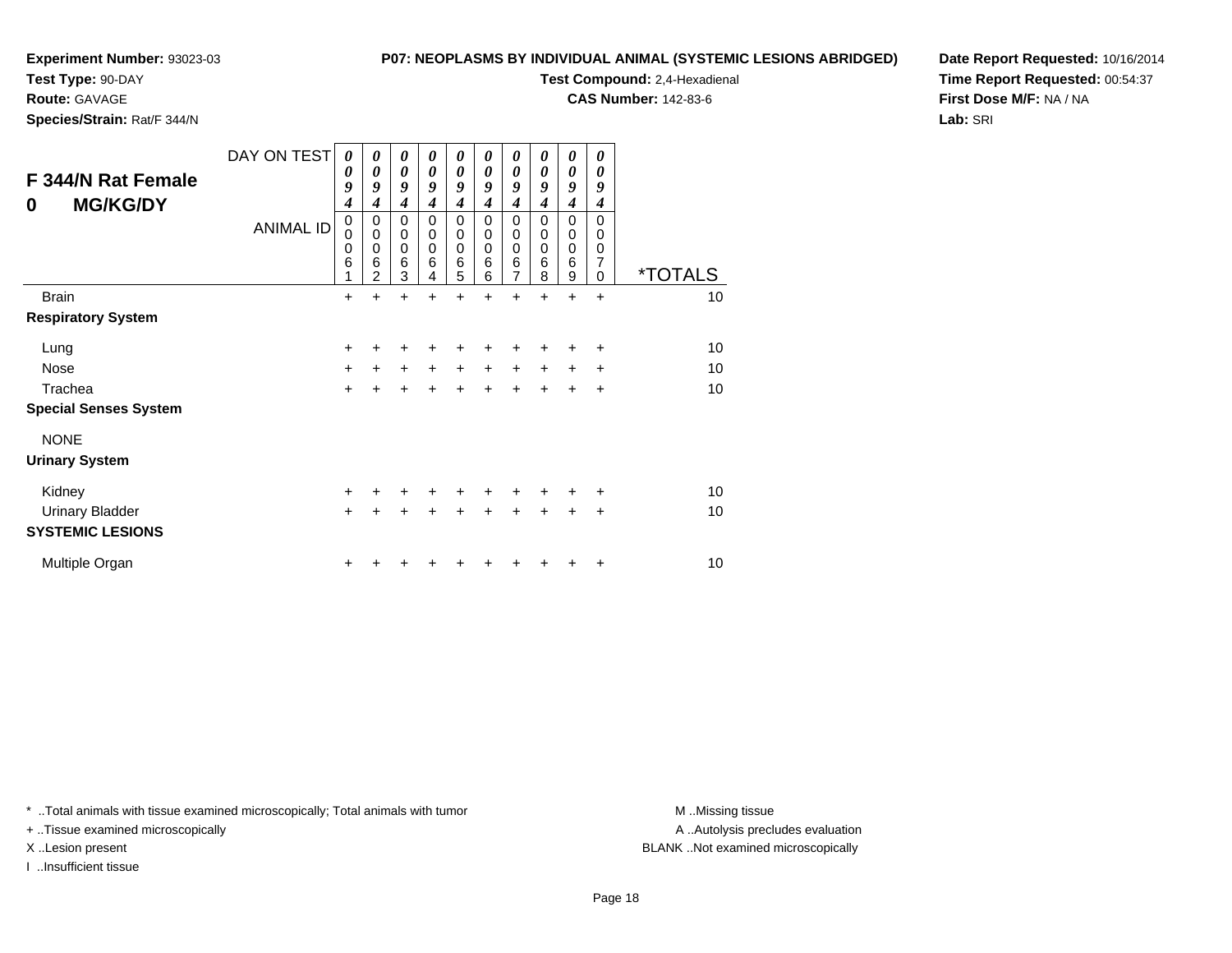**Experiment Number:** 93023-03
**Test Type:** 90-DAY
**Route:** GAVAGE
**Species/Strain:** Rat/F 344/N

**P07: NEOPLASMS BY INDIVIDUAL ANIMAL (SYSTEMIC LESIONS ABRIDGED)**
**Test Compound:** 2,4-Hexadienal
**CAS Number:** 142-83-6

**Date Report Requested:** 10/16/2014
**Time Report Requested:** 00:54:37
**First Dose M/F:** NA / NA
**Lab:** SRI

## F 344/N Rat Female 0 MG/KG/DY

| DAY ON TEST | 0094 | 0094 | 0094 | 0094 | 0094 | 0094 | 0094 | 0094 | 0094 | 0094 | |
|---|---|---|---|---|---|---|---|---|---|---|---|
| ANIMAL ID | 00061 | 00062 | 00063 | 00064 | 00065 | 00066 | 00067 | 00068 | 00069 | 00070 | *TOTALS |
| Brain | + | + | + | + | + | + | + | + | + | + | 10 |
| **Respiratory System** | | | | | | | | | | | |
| Lung | + | + | + | + | + | + | + | + | + | + | 10 |
| Nose | + | + | + | + | + | + | + | + | + | + | 10 |
| Trachea | + | + | + | + | + | + | + | + | + | + | 10 |
| **Special Senses System** | | | | | | | | | | | |
| NONE | | | | | | | | | | | |
| **Urinary System** | | | | | | | | | | | |
| Kidney | + | + | + | + | + | + | + | + | + | + | 10 |
| Urinary Bladder | + | + | + | + | + | + | + | + | + | + | 10 |
| **SYSTEMIC LESIONS** | | | | | | | | | | | |
| Multiple Organ | + | + | + | + | + | + | + | + | + | + | 10 |

* ..Total animals with tissue examined microscopically; Total animals with tumor
+ ..Tissue examined microscopically
X ..Lesion present
I ..Insufficient tissue

M ..Missing tissue
A ..Autolysis precludes evaluation
BLANK ..Not examined microscopically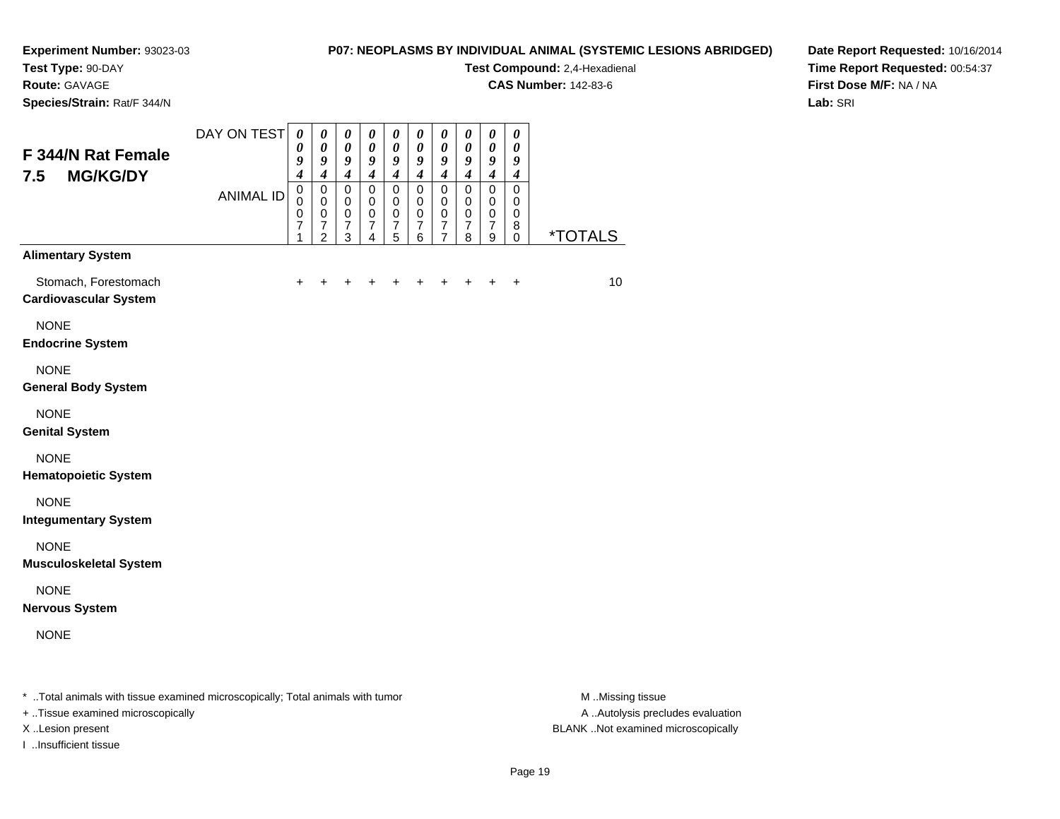**Experiment Number:** 93023-03
**Test Type:** 90-DAY
**Route:** GAVAGE
**Species/Strain:** Rat/F 344/N

**P07: NEOPLASMS BY INDIVIDUAL ANIMAL (SYSTEMIC LESIONS ABRIDGED)**
**Test Compound:** 2,4-Hexadienal
**CAS Number:** 142-83-6

**Date Report Requested:** 10/16/2014
**Time Report Requested:** 00:54:37
**First Dose M/F:** NA / NA
**Lab:** SRI

## F 344/N Rat Female 7.5 MG/KG/DY

| DAY ON TEST | 0094 | 0094 | 0094 | 0094 | 0094 | 0094 | 0094 | 0094 | 0094 | 0094 | |
|---|---|---|---|---|---|---|---|---|---|---|---|
| ANIMAL ID | 00071 | 00072 | 00073 | 00074 | 00075 | 00076 | 00077 | 00078 | 00079 | 00080 | *TOTALS |
| **Alimentary System** | | | | | | | | | | | |
| Stomach, Forestomach | + | + | + | + | + | + | + | + | + | + | 10 |
| **Cardiovascular System** | | | | | | | | | | | |
| NONE | | | | | | | | | | | |
| **Endocrine System** | | | | | | | | | | | |
| NONE | | | | | | | | | | | |
| **General Body System** | | | | | | | | | | | |
| NONE | | | | | | | | | | | |
| **Genital System** | | | | | | | | | | | |
| NONE | | | | | | | | | | | |
| **Hematopoietic System** | | | | | | | | | | | |
| NONE | | | | | | | | | | | |
| **Integumentary System** | | | | | | | | | | | |
| NONE | | | | | | | | | | | |
| **Musculoskeletal System** | | | | | | | | | | | |
| NONE | | | | | | | | | | | |
| **Nervous System** | | | | | | | | | | | |
| NONE | | | | | | | | | | | |

* ..Total animals with tissue examined microscopically; Total animals with tumor
+ ..Tissue examined microscopically
X ..Lesion present
I ..Insufficient tissue

M ..Missing tissue
A ..Autolysis precludes evaluation
BLANK ..Not examined microscopically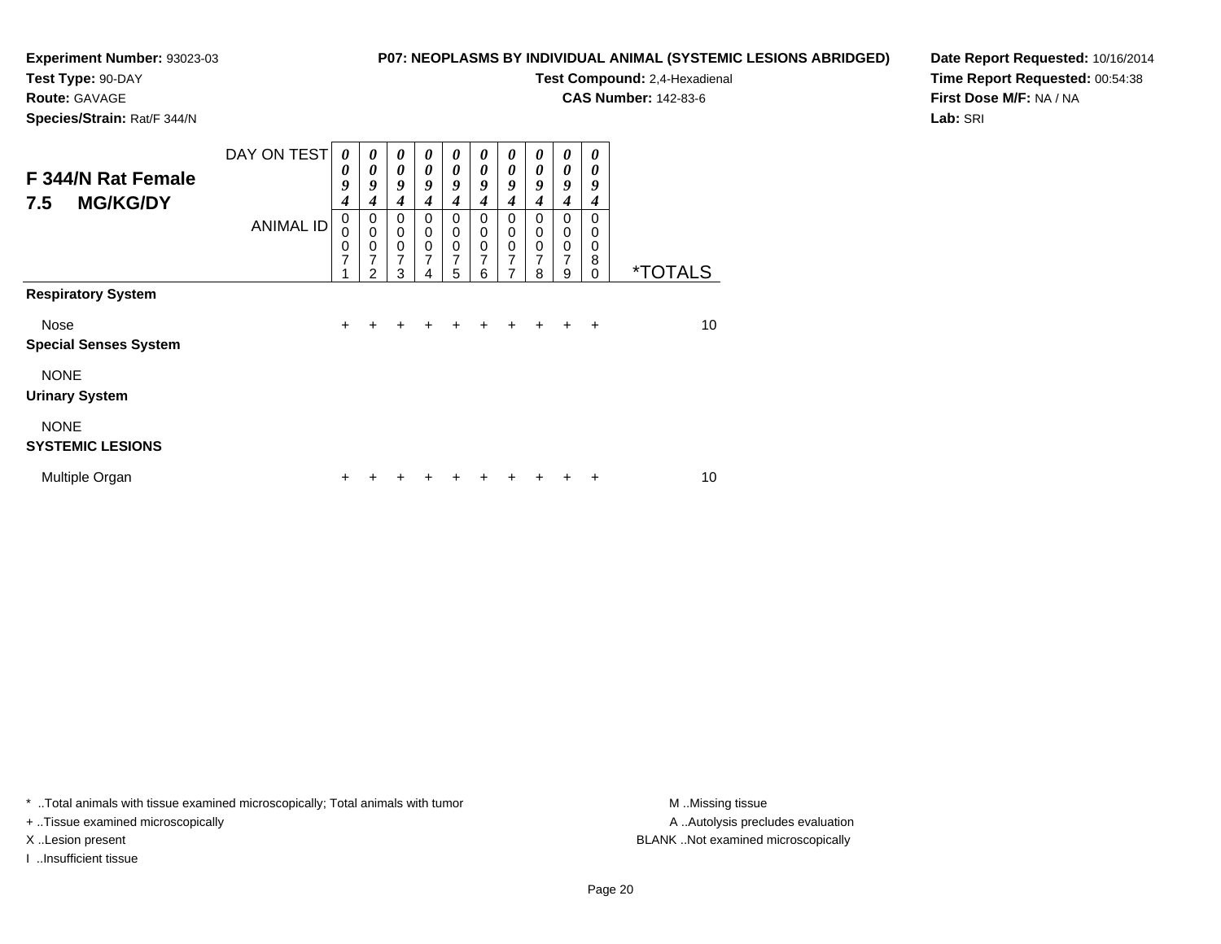**Experiment Number:** 93023-03
**Test Type:** 90-DAY
**Route:** GAVAGE
**Species/Strain:** Rat/F 344/N

**P07: NEOPLASMS BY INDIVIDUAL ANIMAL (SYSTEMIC LESIONS ABRIDGED)**
**Test Compound:** 2,4-Hexadienal
**CAS Number:** 142-83-6

**Date Report Requested:** 10/16/2014
**Time Report Requested:** 00:54:38
**First Dose M/F:** NA / NA
**Lab:** SRI

## F 344/N Rat Female 7.5 MG/KG/DY

| DAY ON TEST | 0094 | 0094 | 0094 | 0094 | 0094 | 0094 | 0094 | 0094 | 0094 | 0094 | |
|---|---|---|---|---|---|---|---|---|---|---|---|
| ANIMAL ID | 00071 | 00072 | 00073 | 00074 | 00075 | 00076 | 00077 | 00078 | 00079 | 00080 | *TOTALS |
| **Respiratory System** | | | | | | | | | | | |
| Nose | + | + | + | + | + | + | + | + | + | + | 10 |
| **Special Senses System** | | | | | | | | | | | |
| NONE | | | | | | | | | | | |
| **Urinary System** | | | | | | | | | | | |
| NONE | | | | | | | | | | | |
| **SYSTEMIC LESIONS** | | | | | | | | | | | |
| Multiple Organ | + | + | + | + | + | + | + | + | + | + | 10 |

* ..Total animals with tissue examined microscopically; Total animals with tumor
+ ..Tissue examined microscopically
X ..Lesion present
I ..Insufficient tissue

M ..Missing tissue
A ..Autolysis precludes evaluation
BLANK ..Not examined microscopically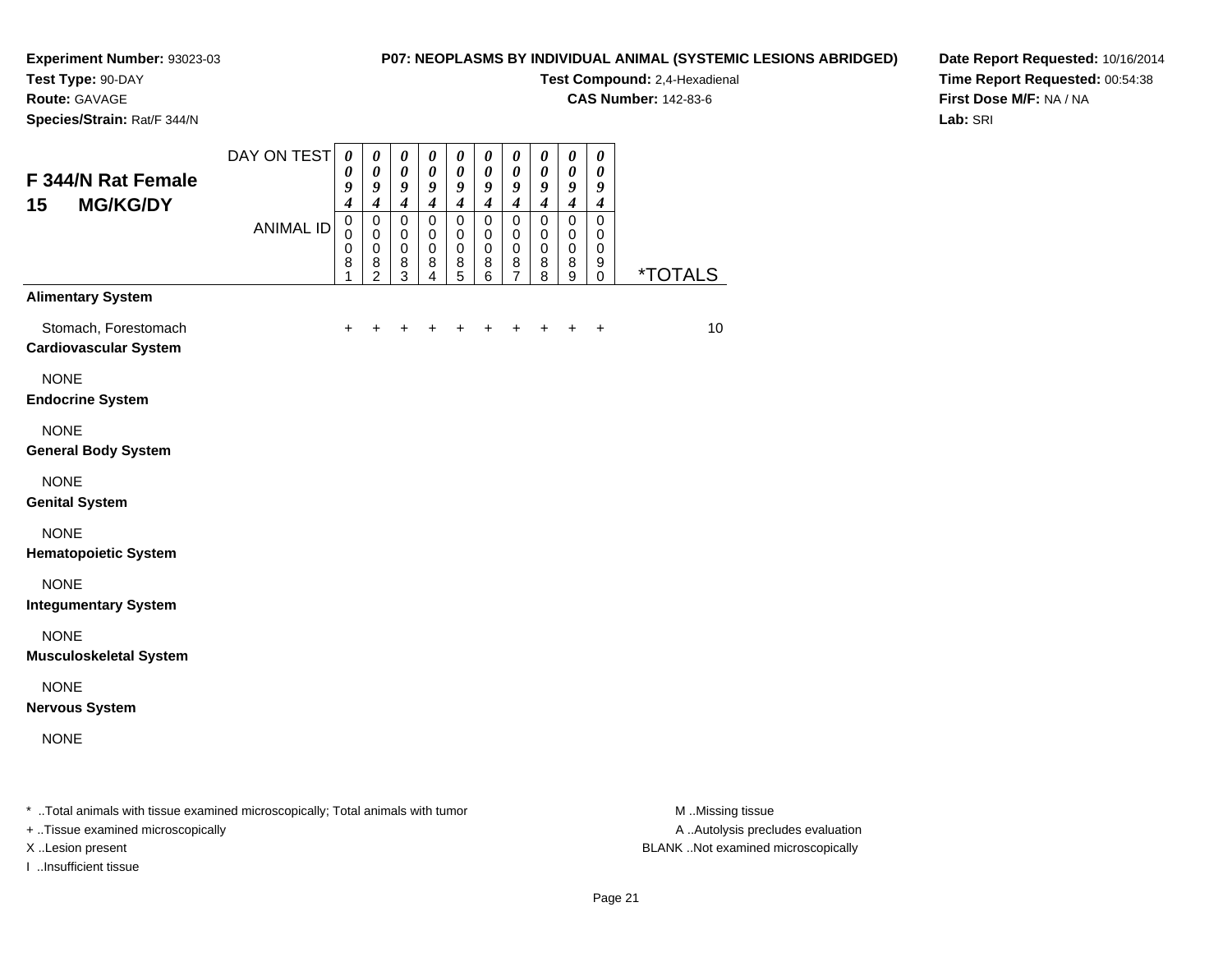**Experiment Number:** 93023-03
**Test Type:** 90-DAY
**Route:** GAVAGE
**Species/Strain:** Rat/F 344/N

**P07: NEOPLASMS BY INDIVIDUAL ANIMAL (SYSTEMIC LESIONS ABRIDGED)**
**Test Compound:** 2,4-Hexadienal
**CAS Number:** 142-83-6

**Date Report Requested:** 10/16/2014
**Time Report Requested:** 00:54:38
**First Dose M/F:** NA / NA
**Lab:** SRI

## F 344/N Rat Female 15 MG/KG/DY

| DAY ON TEST | 0094 | 0094 | 0094 | 0094 | 0094 | 0094 | 0094 | 0094 | 0094 | 0094 | |
|---|---|---|---|---|---|---|---|---|---|---|---|
| ANIMAL ID | 00081 | 00082 | 00083 | 00084 | 00085 | 00086 | 00087 | 00088 | 00089 | 00090 | *TOTALS |
| **Alimentary System** | | | | | | | | | | | |
| Stomach, Forestomach | + | + | + | + | + | + | + | + | + | + | 10 |
| **Cardiovascular System** | | | | | | | | | | | |
| NONE | | | | | | | | | | | |
| **Endocrine System** | | | | | | | | | | | |
| NONE | | | | | | | | | | | |
| **General Body System** | | | | | | | | | | | |
| NONE | | | | | | | | | | | |
| **Genital System** | | | | | | | | | | | |
| NONE | | | | | | | | | | | |
| **Hematopoietic System** | | | | | | | | | | | |
| NONE | | | | | | | | | | | |
| **Integumentary System** | | | | | | | | | | | |
| NONE | | | | | | | | | | | |
| **Musculoskeletal System** | | | | | | | | | | | |
| NONE | | | | | | | | | | | |
| **Nervous System** | | | | | | | | | | | |
| NONE | | | | | | | | | | | |

* ..Total animals with tissue examined microscopically; Total animals with tumor
+ ..Tissue examined microscopically
X ..Lesion present
I ..Insufficient tissue

M ..Missing tissue
A ..Autolysis precludes evaluation
BLANK ..Not examined microscopically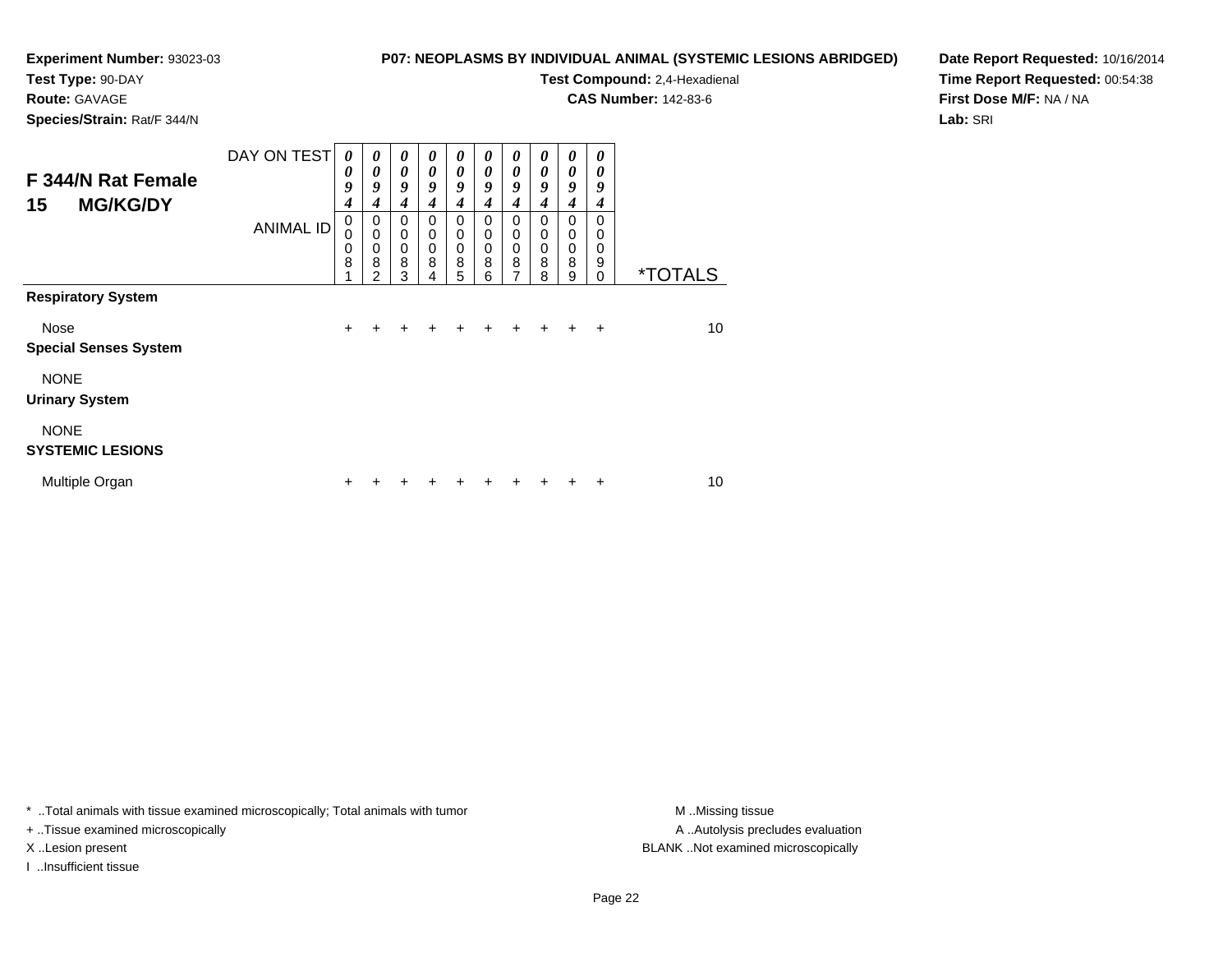**Experiment Number:** 93023-03
**Test Type:** 90-DAY
**Route:** GAVAGE
**Species/Strain:** Rat/F 344/N

**P07: NEOPLASMS BY INDIVIDUAL ANIMAL (SYSTEMIC LESIONS ABRIDGED)**
**Test Compound:** 2,4-Hexadienal
**CAS Number:** 142-83-6

**Date Report Requested:** 10/16/2014
**Time Report Requested:** 00:54:38
**First Dose M/F:** NA / NA
**Lab:** SRI

## F 344/N Rat Female 15 MG/KG/DY

| | | | | | | | | | | | |
|---|---|---|---|---|---|---|---|---|---|---|---|
| DAY ON TEST | 0094 | 0094 | 0094 | 0094 | 0094 | 0094 | 0094 | 0094 | 0094 | 0094 | |
| ANIMAL ID | 00081 | 00082 | 00083 | 00084 | 00085 | 00086 | 00087 | 00088 | 00089 | 00090 | *TOTALS |
| **Respiratory System** | | | | | | | | | | | |
| Nose | + | + | + | + | + | + | + | + | + | + | 10 |
| **Special Senses System** | | | | | | | | | | | |
| NONE | | | | | | | | | | | |
| **Urinary System** | | | | | | | | | | | |
| NONE | | | | | | | | | | | |
| **SYSTEMIC LESIONS** | | | | | | | | | | | |
| Multiple Organ | + | + | + | + | + | + | + | + | + | + | 10 |

\* ..Total animals with tissue examined microscopically; Total animals with tumor
+ ..Tissue examined microscopically
X ..Lesion present
I ..Insufficient tissue

M ..Missing tissue
A ..Autolysis precludes evaluation
BLANK ..Not examined microscopically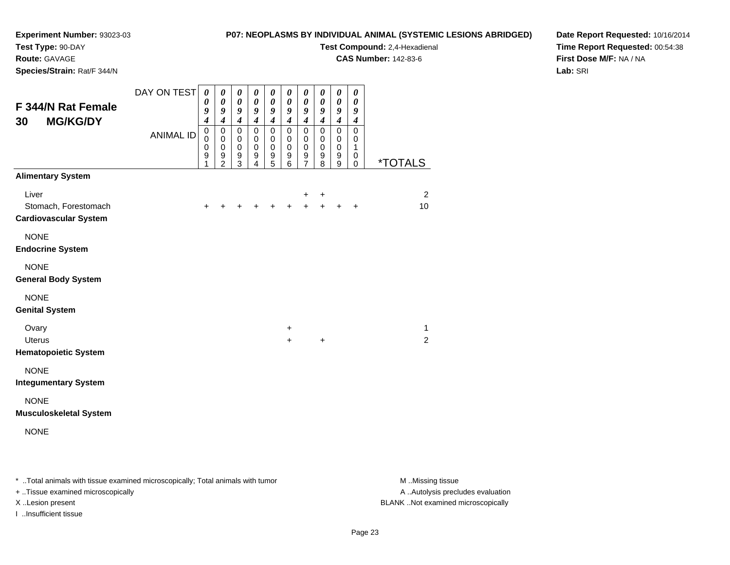**Experiment Number:** 93023-03
**Test Type:** 90-DAY
**Route:** GAVAGE
**Species/Strain:** Rat/F 344/N

**P07: NEOPLASMS BY INDIVIDUAL ANIMAL (SYSTEMIC LESIONS ABRIDGED)**
**Test Compound:** 2,4-Hexadienal
**CAS Number:** 142-83-6

**Date Report Requested:** 10/16/2014
**Time Report Requested:** 00:54:38
**First Dose M/F:** NA / NA
**Lab:** SRI

## F 344/N Rat Female 30 MG/KG/DY

| DAY ON TEST | 0094 | 0094 | 0094 | 0094 | 0094 | 0094 | 0094 | 0094 | 0094 | 0094 | |
|---|---|---|---|---|---|---|---|---|---|---|---|
| ANIMAL ID | 00091 | 00092 | 00093 | 00094 | 00095 | 00096 | 00097 | 00098 | 00099 | 00100 | *TOTALS |
| **Alimentary System** | | | | | | | | | | | |
| Liver | | | | | | | + | + | | | 2 |
| Stomach, Forestomach | + | + | + | + | + | + | + | + | + | + | 10 |
| **Cardiovascular System** | | | | | | | | | | | |
| NONE | | | | | | | | | | | |
| **Endocrine System** | | | | | | | | | | | |
| NONE | | | | | | | | | | | |
| **General Body System** | | | | | | | | | | | |
| NONE | | | | | | | | | | | |
| **Genital System** | | | | | | | | | | | |
| Ovary | | | | | | + | | | | | 1 |
| Uterus | | | | | | + | | + | | | 2 |
| **Hematopoietic System** | | | | | | | | | | | |
| NONE | | | | | | | | | | | |
| **Integumentary System** | | | | | | | | | | | |
| NONE | | | | | | | | | | | |
| **Musculoskeletal System** | | | | | | | | | | | |
| NONE | | | | | | | | | | | |

* ..Total animals with tissue examined microscopically; Total animals with tumor
+ ..Tissue examined microscopically
X ..Lesion present
I ..Insufficient tissue

M ..Missing tissue
A ..Autolysis precludes evaluation
BLANK ..Not examined microscopically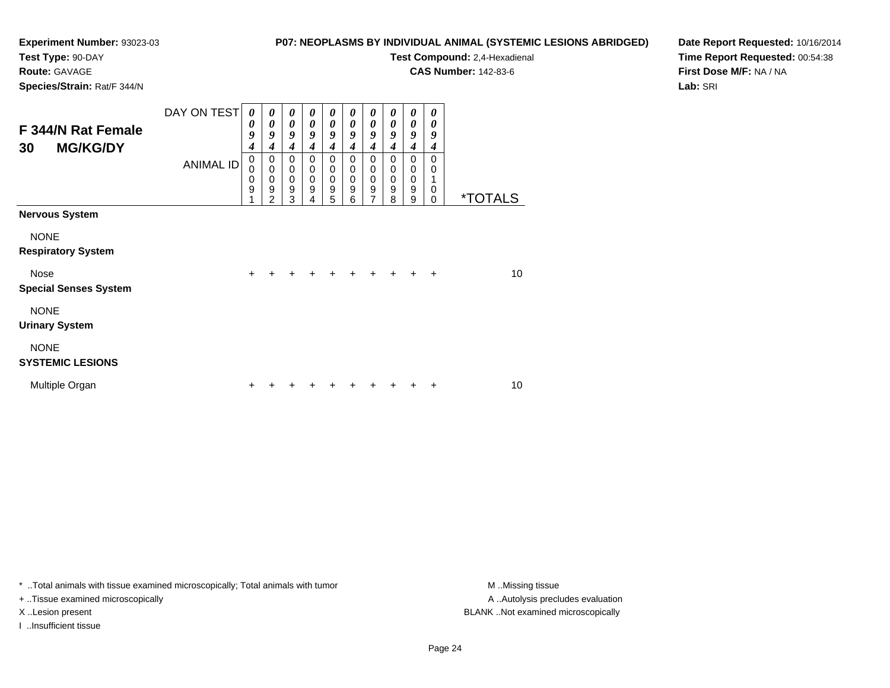**Experiment Number:** 93023-03
**Test Type:** 90-DAY
**Route:** GAVAGE
**Species/Strain:** Rat/F 344/N

**P07: NEOPLASMS BY INDIVIDUAL ANIMAL (SYSTEMIC LESIONS ABRIDGED)**
**Test Compound:** 2,4-Hexadienal
**CAS Number:** 142-83-6

**Date Report Requested:** 10/16/2014
**Time Report Requested:** 00:54:38
**First Dose M/F:** NA / NA
**Lab:** SRI

## F 344/N Rat Female 30 MG/KG/DY

| DAY ON TEST | 0094 | 0094 | 0094 | 0094 | 0094 | 0094 | 0094 | 0094 | 0094 | 0094 | |
|---|---|---|---|---|---|---|---|---|---|---|---|
| ANIMAL ID | 00091 | 00092 | 00093 | 00094 | 00095 | 00096 | 00097 | 00098 | 00099 | 00100 | *TOTALS |
| **Nervous System** | | | | | | | | | | | |
| NONE | | | | | | | | | | | |
| **Respiratory System** | | | | | | | | | | | |
| Nose | + | + | + | + | + | + | + | + | + | + | 10 |
| **Special Senses System** | | | | | | | | | | | |
| NONE | | | | | | | | | | | |
| **Urinary System** | | | | | | | | | | | |
| NONE | | | | | | | | | | | |
| **SYSTEMIC LESIONS** | | | | | | | | | | | |
| Multiple Organ | + | + | + | + | + | + | + | + | + | + | 10 |

* ..Total animals with tissue examined microscopically; Total animals with tumor
+ ..Tissue examined microscopically
X ..Lesion present
I ..Insufficient tissue

M ..Missing tissue
A ..Autolysis precludes evaluation
BLANK ..Not examined microscopically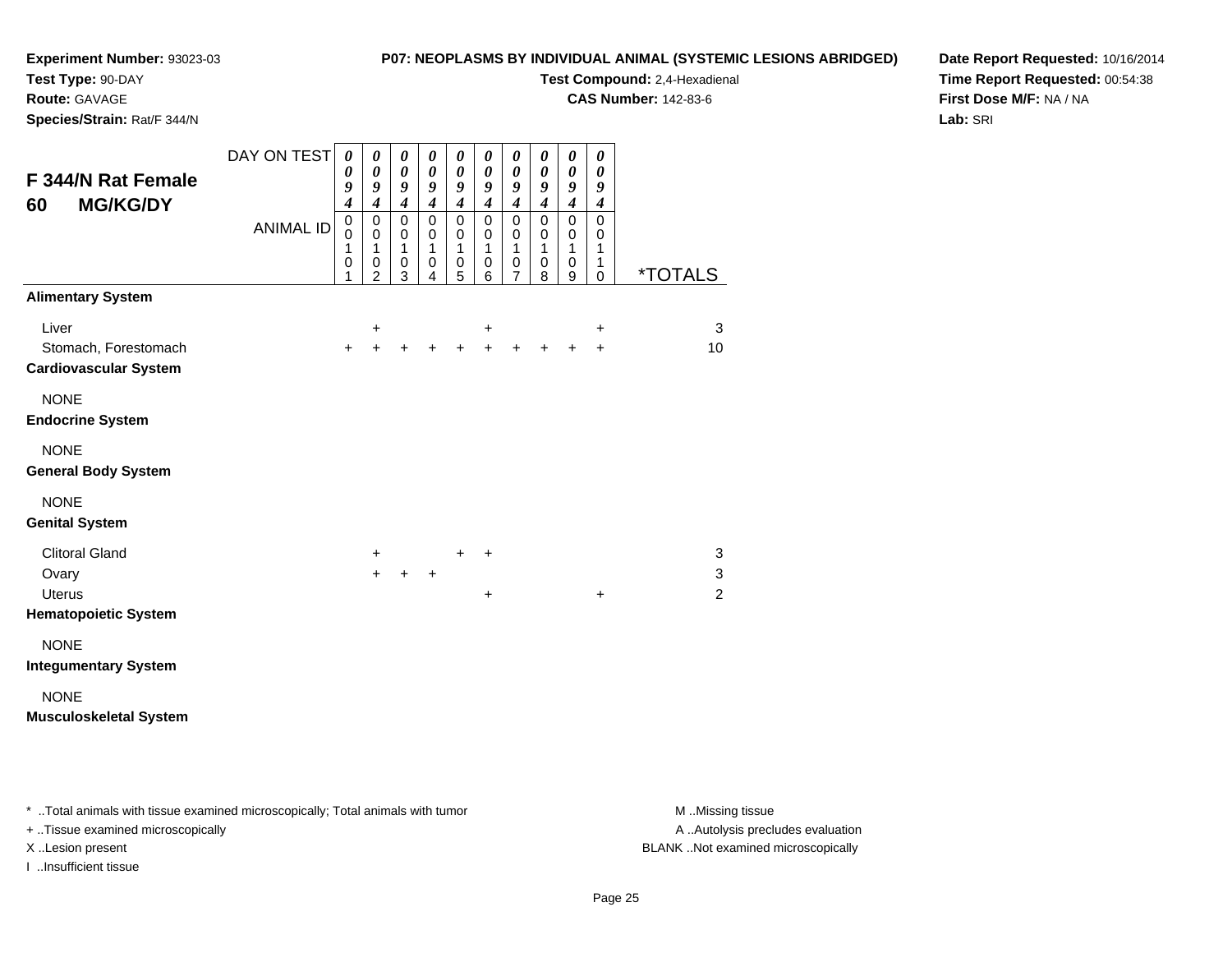**Experiment Number:** 93023-03
**Test Type:** 90-DAY
**Route:** GAVAGE
**Species/Strain:** Rat/F 344/N

**P07: NEOPLASMS BY INDIVIDUAL ANIMAL (SYSTEMIC LESIONS ABRIDGED)**
**Test Compound:** 2,4-Hexadienal
**CAS Number:** 142-83-6

**Date Report Requested:** 10/16/2014
**Time Report Requested:** 00:54:38
**First Dose M/F:** NA / NA
**Lab:** SRI

## F 344/N Rat Female 60 MG/KG/DY

| DAY ON TEST | 0094 | 0094 | 0094 | 0094 | 0094 | 0094 | 0094 | 0094 | 0094 | 0094 | |
|---|---|---|---|---|---|---|---|---|---|---|---|
| ANIMAL ID | 00101 | 00102 | 00103 | 00104 | 00105 | 00106 | 00107 | 00108 | 00109 | 00110 | *TOTALS |
| **Alimentary System** | | | | | | | | | | | |
| Liver | | + | | | | + | | | | + | 3 |
| Stomach, Forestomach | + | + | + | + | + | + | + | + | + | + | 10 |
| **Cardiovascular System** | | | | | | | | | | | |
| NONE | | | | | | | | | | | |
| **Endocrine System** | | | | | | | | | | | |
| NONE | | | | | | | | | | | |
| **General Body System** | | | | | | | | | | | |
| NONE | | | | | | | | | | | |
| **Genital System** | | | | | | | | | | | |
| Clitoral Gland | | + | | | + | + | | | | | 3 |
| Ovary | | + | + | + | | | | | | | 3 |
| Uterus | | | | | | + | | | | + | 2 |
| **Hematopoietic System** | | | | | | | | | | | |
| NONE | | | | | | | | | | | |
| **Integumentary System** | | | | | | | | | | | |
| NONE | | | | | | | | | | | |
| **Musculoskeletal System** | | | | | | | | | | | |

* ..Total animals with tissue examined microscopically; Total animals with tumor
+ ..Tissue examined microscopically
X ..Lesion present
I ..Insufficient tissue

M ..Missing tissue
A ..Autolysis precludes evaluation
BLANK ..Not examined microscopically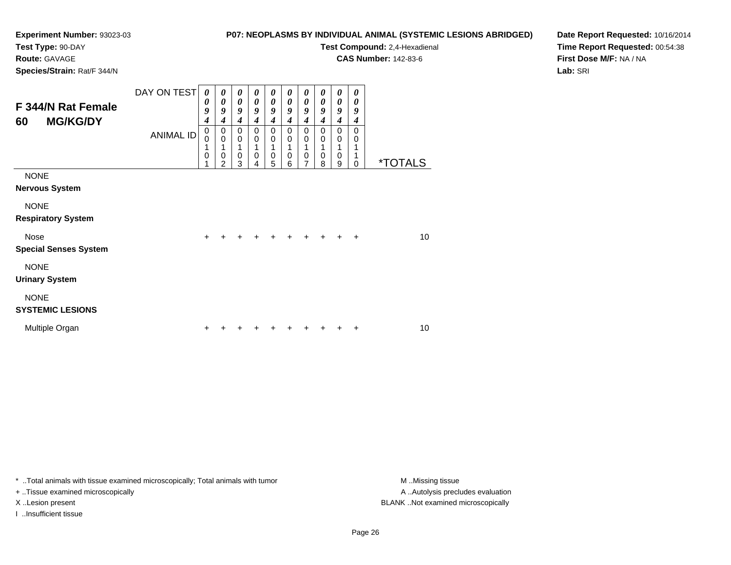**Experiment Number:** 93023-03
**Test Type:** 90-DAY
**Route:** GAVAGE
**Species/Strain:** Rat/F 344/N

**P07: NEOPLASMS BY INDIVIDUAL ANIMAL (SYSTEMIC LESIONS ABRIDGED)**
**Test Compound:** 2,4-Hexadienal
**CAS Number:** 142-83-6

**Date Report Requested:** 10/16/2014
**Time Report Requested:** 00:54:38
**First Dose M/F:** NA / NA
**Lab:** SRI

## F 344/N Rat Female 60 MG/KG/DY

| DAY ON TEST | 0094 | 0094 | 0094 | 0094 | 0094 | 0094 | 0094 | 0094 | 0094 | 0094 | |
|---|---|---|---|---|---|---|---|---|---|---|---|
| **ANIMAL ID** | 00101 | 00102 | 00103 | 00104 | 00105 | 00106 | 00107 | 00108 | 00109 | 00110 | ***TOTALS** |
| NONE | | | | | | | | | | | |
| **Nervous System** | | | | | | | | | | | |
| NONE | | | | | | | | | | | |
| **Respiratory System** | | | | | | | | | | | |
| Nose | + | + | + | + | + | + | + | + | + | + | 10 |
| **Special Senses System** | | | | | | | | | | | |
| NONE | | | | | | | | | | | |
| **Urinary System** | | | | | | | | | | | |
| NONE | | | | | | | | | | | |
| **SYSTEMIC LESIONS** | | | | | | | | | | | |
| Multiple Organ | + | + | + | + | + | + | + | + | + | + | 10 |

* ..Total animals with tissue examined microscopically; Total animals with tumor
+ ..Tissue examined microscopically
X ..Lesion present
I ..Insufficient tissue

M ..Missing tissue
A ..Autolysis precludes evaluation
BLANK ..Not examined microscopically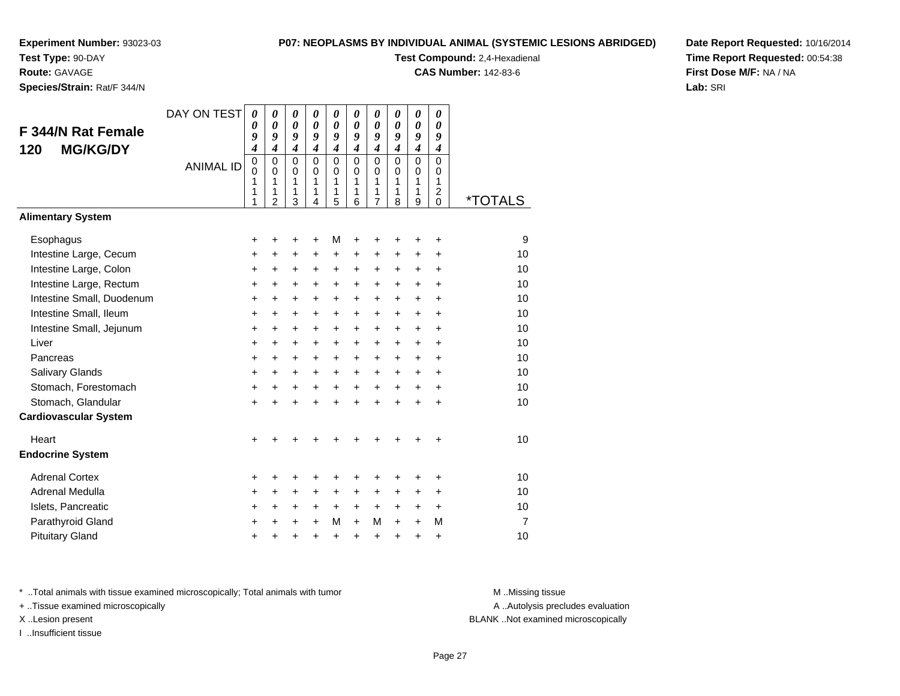**Experiment Number:** 93023-03
**Test Type:** 90-DAY
**Route:** GAVAGE
**Species/Strain:** Rat/F 344/N

**P07: NEOPLASMS BY INDIVIDUAL ANIMAL (SYSTEMIC LESIONS ABRIDGED)**
**Test Compound:** 2,4-Hexadienal
**CAS Number:** 142-83-6

**Date Report Requested:** 10/16/2014
**Time Report Requested:** 00:54:38
**First Dose M/F:** NA / NA
**Lab:** SRI

## F 344/N Rat Female 120 MG/KG/DY

| DAY ON TEST | 0094 | 0094 | 0094 | 0094 | 0094 | 0094 | 0094 | 0094 | 0094 | 0094 | |
|---|---|---|---|---|---|---|---|---|---|---|---|
| **ANIMAL ID** | 00111 | 00112 | 00113 | 00114 | 00115 | 00116 | 00117 | 00118 | 00119 | 00120 | ***TOTALS** |
| **Alimentary System** | | | | | | | | | | | |
| Esophagus | + | + | + | + | M | + | + | + | + | + | 9 |
| Intestine Large, Cecum | + | + | + | + | + | + | + | + | + | + | 10 |
| Intestine Large, Colon | + | + | + | + | + | + | + | + | + | + | 10 |
| Intestine Large, Rectum | + | + | + | + | + | + | + | + | + | + | 10 |
| Intestine Small, Duodenum | + | + | + | + | + | + | + | + | + | + | 10 |
| Intestine Small, Ileum | + | + | + | + | + | + | + | + | + | + | 10 |
| Intestine Small, Jejunum | + | + | + | + | + | + | + | + | + | + | 10 |
| Liver | + | + | + | + | + | + | + | + | + | + | 10 |
| Pancreas | + | + | + | + | + | + | + | + | + | + | 10 |
| Salivary Glands | + | + | + | + | + | + | + | + | + | + | 10 |
| Stomach, Forestomach | + | + | + | + | + | + | + | + | + | + | 10 |
| Stomach, Glandular | + | + | + | + | + | + | + | + | + | + | 10 |
| **Cardiovascular System** | | | | | | | | | | | |
| Heart | + | + | + | + | + | + | + | + | + | + | 10 |
| **Endocrine System** | | | | | | | | | | | |
| Adrenal Cortex | + | + | + | + | + | + | + | + | + | + | 10 |
| Adrenal Medulla | + | + | + | + | + | + | + | + | + | + | 10 |
| Islets, Pancreatic | + | + | + | + | + | + | + | + | + | + | 10 |
| Parathyroid Gland | + | + | + | + | M | + | M | + | + | M | 7 |
| Pituitary Gland | + | + | + | + | + | + | + | + | + | + | 10 |

\* ..Total animals with tissue examined microscopically; Total animals with tumor
+ ..Tissue examined microscopically
X ..Lesion present
I ..Insufficient tissue

M ..Missing tissue
A ..Autolysis precludes evaluation
BLANK ..Not examined microscopically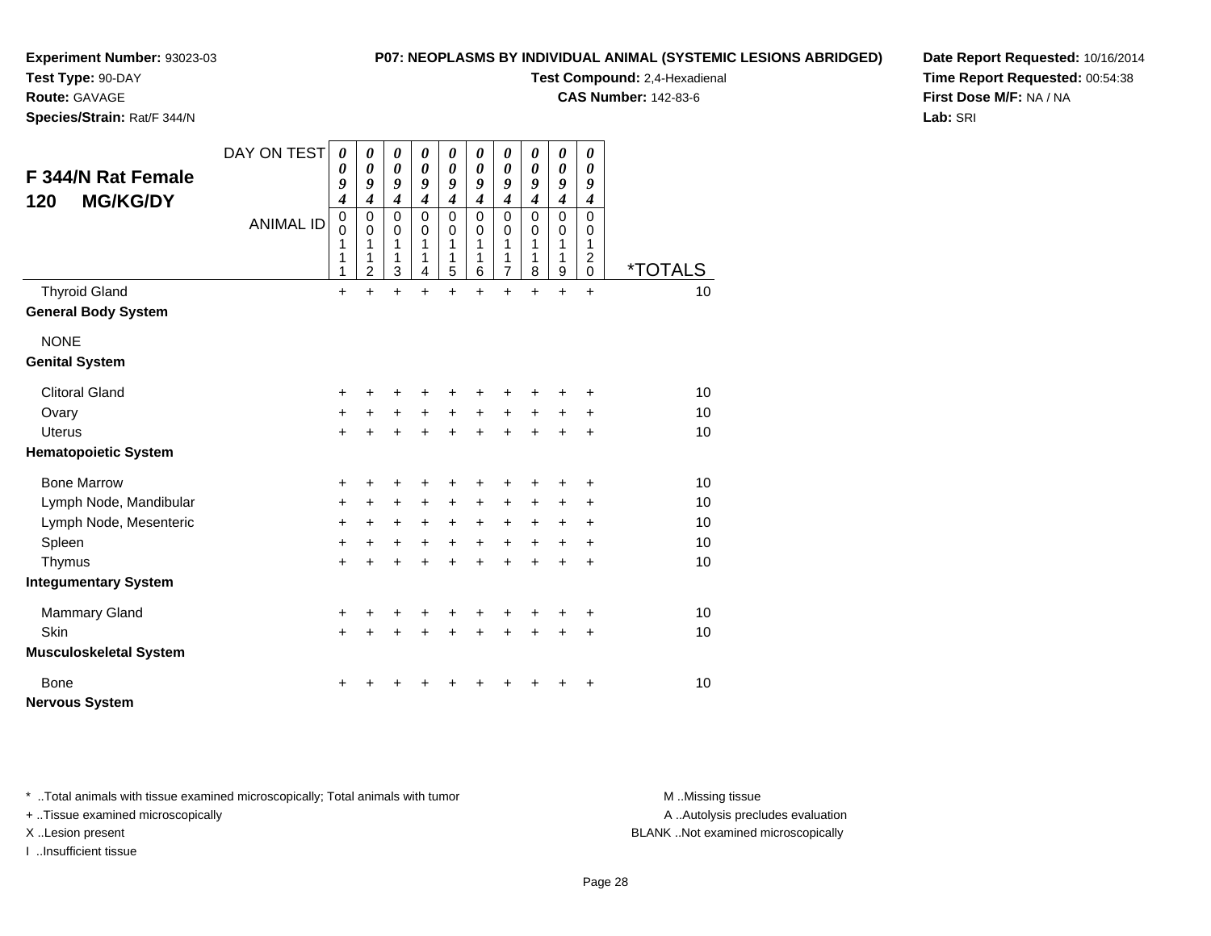**Experiment Number:** 93023-03
**Test Type:** 90-DAY
**Route:** GAVAGE
**Species/Strain:** Rat/F 344/N

**P07: NEOPLASMS BY INDIVIDUAL ANIMAL (SYSTEMIC LESIONS ABRIDGED)**
**Test Compound:** 2,4-Hexadienal
**CAS Number:** 142-83-6

**Date Report Requested:** 10/16/2014
**Time Report Requested:** 00:54:38
**First Dose M/F:** NA / NA
**Lab:** SRI

## F 344/N Rat Female 120 MG/KG/DY

| DAY ON TEST | 0094 | 0094 | 0094 | 0094 | 0094 | 0094 | 0094 | 0094 | 0094 | 0094 | |
|---|---|---|---|---|---|---|---|---|---|---|---|
| ANIMAL ID | 00111 | 00112 | 00113 | 00114 | 00115 | 00116 | 00117 | 00118 | 00119 | 00120 | *TOTALS |
| Thyroid Gland | + | + | + | + | + | + | + | + | + | + | 10 |
| **General Body System** | | | | | | | | | | | |
| NONE | | | | | | | | | | | |
| **Genital System** | | | | | | | | | | | |
| Clitoral Gland | + | + | + | + | + | + | + | + | + | + | 10 |
| Ovary | + | + | + | + | + | + | + | + | + | + | 10 |
| Uterus | + | + | + | + | + | + | + | + | + | + | 10 |
| **Hematopoietic System** | | | | | | | | | | | |
| Bone Marrow | + | + | + | + | + | + | + | + | + | + | 10 |
| Lymph Node, Mandibular | + | + | + | + | + | + | + | + | + | + | 10 |
| Lymph Node, Mesenteric | + | + | + | + | + | + | + | + | + | + | 10 |
| Spleen | + | + | + | + | + | + | + | + | + | + | 10 |
| Thymus | + | + | + | + | + | + | + | + | + | + | 10 |
| **Integumentary System** | | | | | | | | | | | |
| Mammary Gland | + | + | + | + | + | + | + | + | + | + | 10 |
| Skin | + | + | + | + | + | + | + | + | + | + | 10 |
| **Musculoskeletal System** | | | | | | | | | | | |
| Bone | + | + | + | + | + | + | + | + | + | + | 10 |
| **Nervous System** | | | | | | | | | | | |

* ..Total animals with tissue examined microscopically; Total animals with tumor
+ ..Tissue examined microscopically
X ..Lesion present
I ..Insufficient tissue

M ..Missing tissue
A ..Autolysis precludes evaluation
BLANK ..Not examined microscopically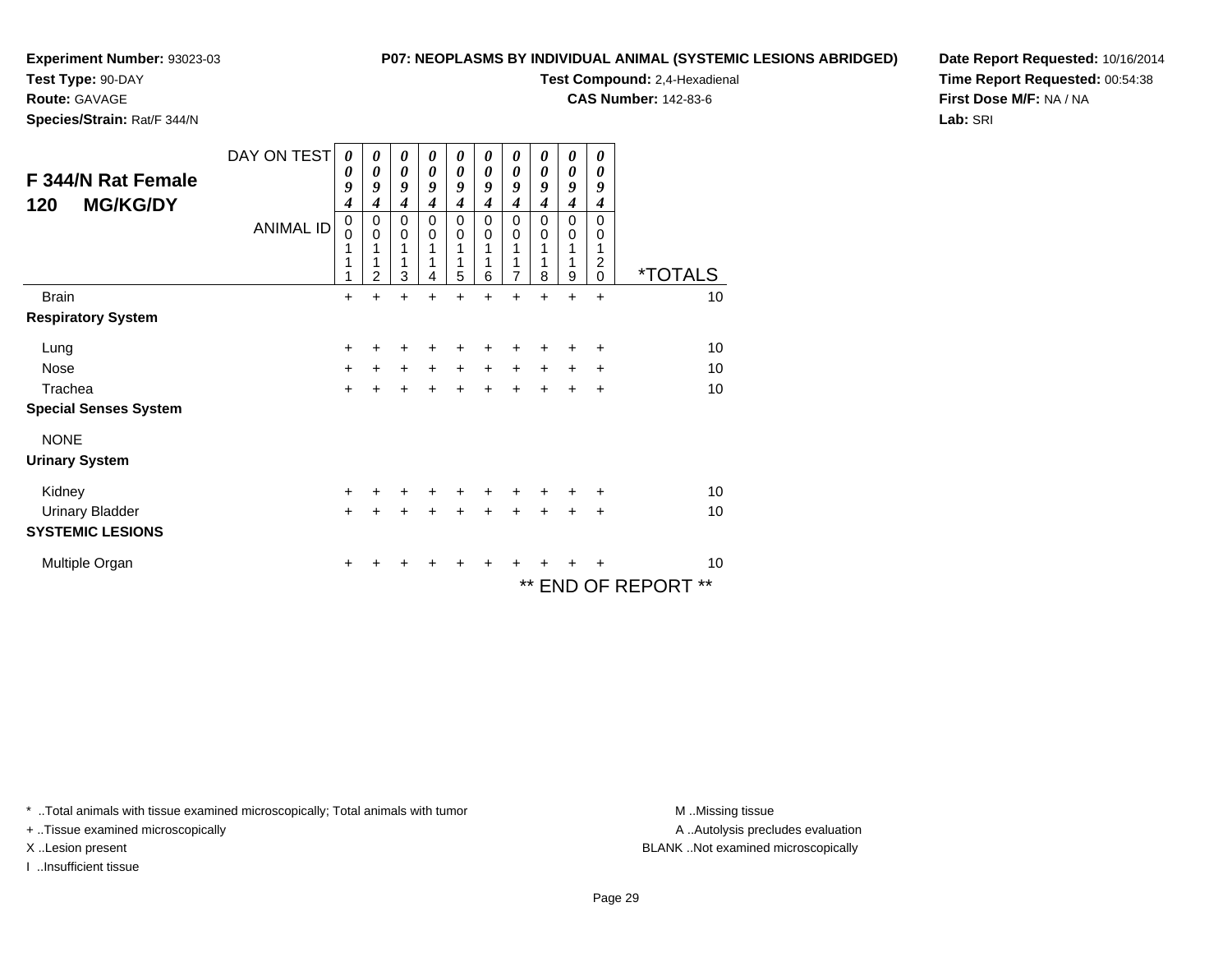**Experiment Number:** 93023-03
**Test Type:** 90-DAY
**Route:** GAVAGE
**Species/Strain:** Rat/F 344/N

**P07: NEOPLASMS BY INDIVIDUAL ANIMAL (SYSTEMIC LESIONS ABRIDGED)**
**Test Compound:** 2,4-Hexadienal
**CAS Number:** 142-83-6

**Date Report Requested:** 10/16/2014
**Time Report Requested:** 00:54:38
**First Dose M/F:** NA / NA
**Lab:** SRI

## F 344/N Rat Female 120 MG/KG/DY

| DAY ON TEST | 0094 | 0094 | 0094 | 0094 | 0094 | 0094 | 0094 | 0094 | 0094 | 0094 | |
|---|---|---|---|---|---|---|---|---|---|---|---|
| ANIMAL ID | 00111 | 00112 | 00113 | 00114 | 00115 | 00116 | 00117 | 00118 | 00119 | 00120 | *TOTALS |
| Brain | + | + | + | + | + | + | + | + | + | + | 10 |
| **Respiratory System** | | | | | | | | | | | |
| Lung | + | + | + | + | + | + | + | + | + | + | 10 |
| Nose | + | + | + | + | + | + | + | + | + | + | 10 |
| Trachea | + | + | + | + | + | + | + | + | + | + | 10 |
| **Special Senses System** | | | | | | | | | | | |
| NONE | | | | | | | | | | | |
| **Urinary System** | | | | | | | | | | | |
| Kidney | + | + | + | + | + | + | + | + | + | + | 10 |
| Urinary Bladder | + | + | + | + | + | + | + | + | + | + | 10 |
| **SYSTEMIC LESIONS** | | | | | | | | | | | |
| Multiple Organ | + | + | + | + | + | + | + | + | + | + | 10 |

** END OF REPORT **

* ..Total animals with tissue examined microscopically; Total animals with tumor
+ ..Tissue examined microscopically
X ..Lesion present
I ..Insufficient tissue

M ..Missing tissue
A ..Autolysis precludes evaluation
BLANK ..Not examined microscopically